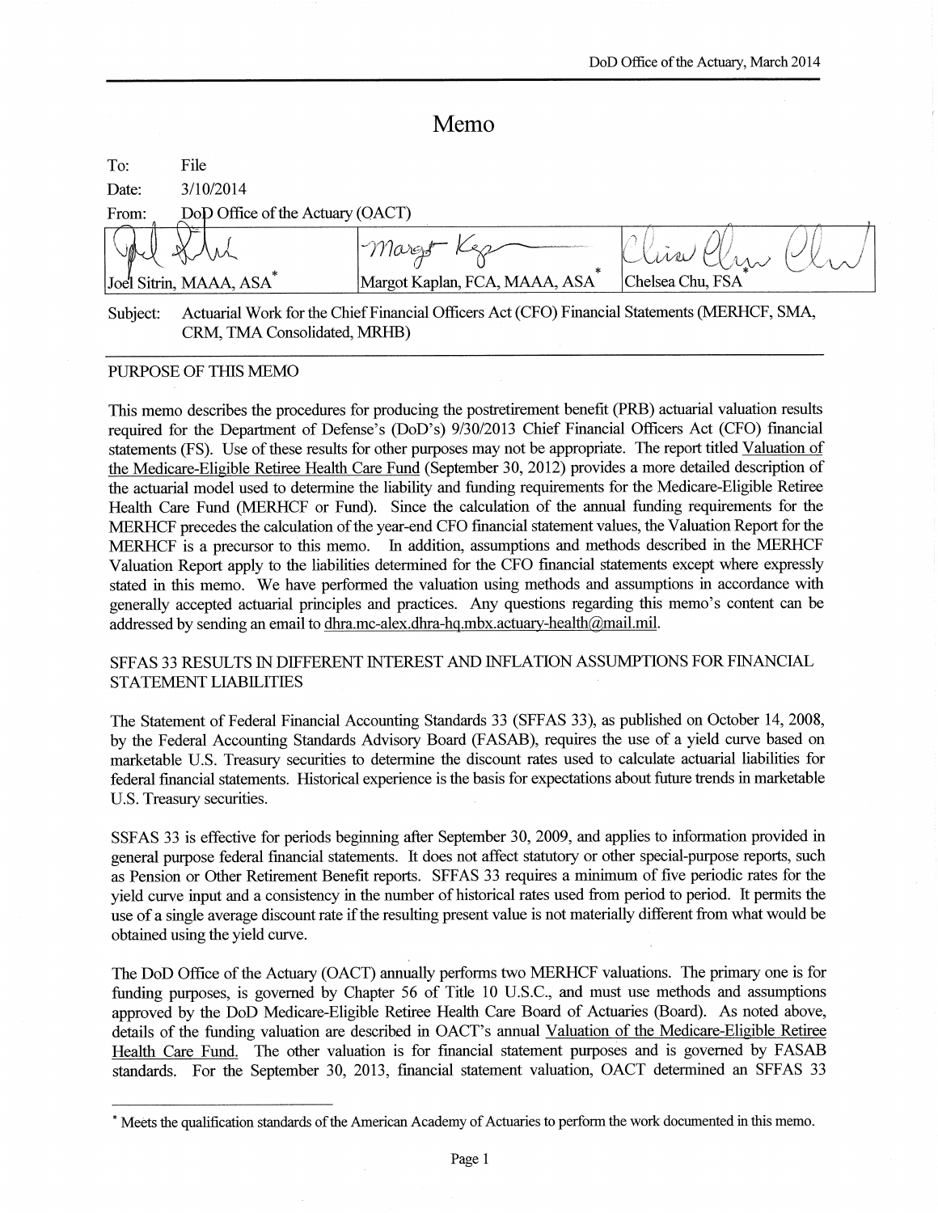# Memo

To: File

Date: 3/10/2014

From: DoD Office of the Actuary (OACT)

| Joel Sitrin, MAAA, ASA* | Margot Kaplan, FCA, MAAA, ASA* | Chelsea Chu, FSA* |
|---|---|---|

Subject: Actuarial Work for the Chief Financial Officers Act (CFO) Financial Statements (MERHCF, SMA, CRM, TMA Consolidated, MRHB)

## PURPOSE OF THIS MEMO

This memo describes the procedures for producing the postretirement benefit (PRB) actuarial valuation results required for the Department of Defense's (DoD's) 9/30/2013 Chief Financial Officers Act (CFO) financial statements (FS). Use of these results for other purposes may not be appropriate. The report titled Valuation of the Medicare-Eligible Retiree Health Care Fund (September 30, 2012) provides a more detailed description of the actuarial model used to determine the liability and funding requirements for the Medicare-Eligible Retiree Health Care Fund (MERHCF or Fund). Since the calculation of the annual funding requirements for the MERHCF precedes the calculation of the year-end CFO financial statement values, the Valuation Report for the MERHCF is a precursor to this memo. In addition, assumptions and methods described in the MERHCF Valuation Report apply to the liabilities determined for the CFO financial statements except where expressly stated in this memo. We have performed the valuation using methods and assumptions in accordance with generally accepted actuarial principles and practices. Any questions regarding this memo's content can be addressed by sending an email to dhra.mc-alex.dhra-hq.mbx.actuary-health@mail.mil.

## SFFAS 33 RESULTS IN DIFFERENT INTEREST AND INFLATION ASSUMPTIONS FOR FINANCIAL STATEMENT LIABILITIES

The Statement of Federal Financial Accounting Standards 33 (SFFAS 33), as published on October 14, 2008, by the Federal Accounting Standards Advisory Board (FASAB), requires the use of a yield curve based on marketable U.S. Treasury securities to determine the discount rates used to calculate actuarial liabilities for federal financial statements. Historical experience is the basis for expectations about future trends in marketable U.S. Treasury securities.

SSFAS 33 is effective for periods beginning after September 30, 2009, and applies to information provided in general purpose federal financial statements. It does not affect statutory or other special-purpose reports, such as Pension or Other Retirement Benefit reports. SFFAS 33 requires a minimum of five periodic rates for the yield curve input and a consistency in the number of historical rates used from period to period. It permits the use of a single average discount rate if the resulting present value is not materially different from what would be obtained using the yield curve.

The DoD Office of the Actuary (OACT) annually performs two MERHCF valuations. The primary one is for funding purposes, is governed by Chapter 56 of Title 10 U.S.C., and must use methods and assumptions approved by the DoD Medicare-Eligible Retiree Health Care Board of Actuaries (Board). As noted above, details of the funding valuation are described in OACT's annual Valuation of the Medicare-Eligible Retiree Health Care Fund. The other valuation is for financial statement purposes and is governed by FASAB standards. For the September 30, 2013, financial statement valuation, OACT determined an SFFAS 33

---

* Meets the qualification standards of the American Academy of Actuaries to perform the work documented in this memo.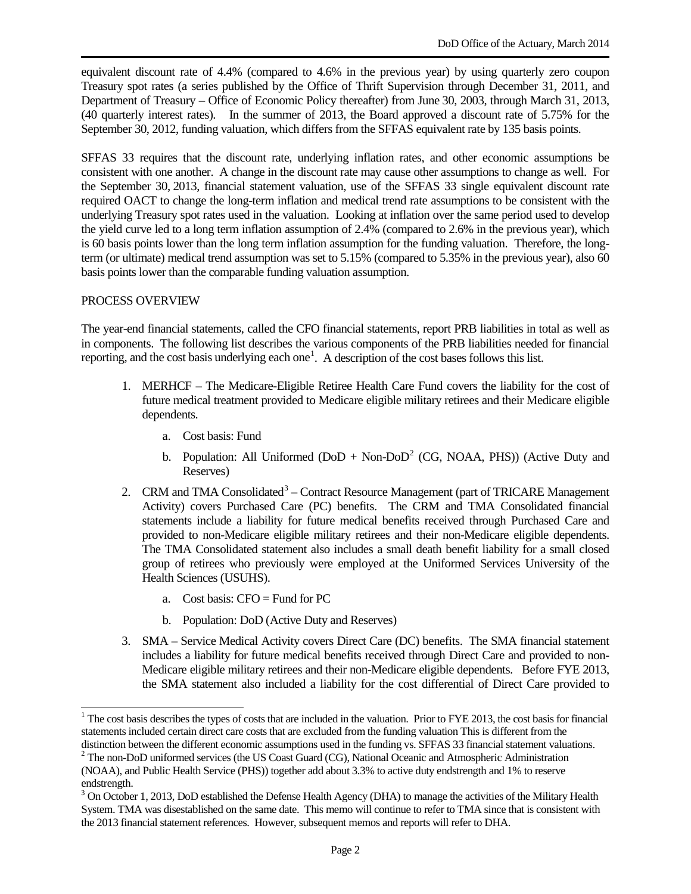equivalent discount rate of 4.4% (compared to 4.6% in the previous year) by using quarterly zero coupon Treasury spot rates (a series published by the Office of Thrift Supervision through December 31, 2011, and Department of Treasury – Office of Economic Policy thereafter) from June 30, 2003, through March 31, 2013, (40 quarterly interest rates). In the summer of 2013, the Board approved a discount rate of 5.75% for the September 30, 2012, funding valuation, which differs from the SFFAS equivalent rate by 135 basis points.

SFFAS 33 requires that the discount rate, underlying inflation rates, and other economic assumptions be consistent with one another. A change in the discount rate may cause other assumptions to change as well. For the September 30, 2013, financial statement valuation, use of the SFFAS 33 single equivalent discount rate required OACT to change the long-term inflation and medical trend rate assumptions to be consistent with the underlying Treasury spot rates used in the valuation. Looking at inflation over the same period used to develop the yield curve led to a long term inflation assumption of 2.4% (compared to 2.6% in the previous year), which is 60 basis points lower than the long term inflation assumption for the funding valuation. Therefore, the long-term (or ultimate) medical trend assumption was set to 5.15% (compared to 5.35% in the previous year), also 60 basis points lower than the comparable funding valuation assumption.

PROCESS OVERVIEW

The year-end financial statements, called the CFO financial statements, report PRB liabilities in total as well as in components. The following list describes the various components of the PRB liabilities needed for financial reporting, and the cost basis underlying each one[1]. A description of the cost bases follows this list.

1. MERHCF – The Medicare-Eligible Retiree Health Care Fund covers the liability for the cost of future medical treatment provided to Medicare eligible military retirees and their Medicare eligible dependents.
    a. Cost basis: Fund
    b. Population: All Uniformed (DoD + Non-DoD[2] (CG, NOAA, PHS)) (Active Duty and Reserves)
2. CRM and TMA Consolidated[3] – Contract Resource Management (part of TRICARE Management Activity) covers Purchased Care (PC) benefits. The CRM and TMA Consolidated financial statements include a liability for future medical benefits received through Purchased Care and provided to non-Medicare eligible military retirees and their non-Medicare eligible dependents. The TMA Consolidated statement also includes a small death benefit liability for a small closed group of retirees who previously were employed at the Uniformed Services University of the Health Sciences (USUHS).
    a. Cost basis: CFO = Fund for PC
    b. Population: DoD (Active Duty and Reserves)
3. SMA – Service Medical Activity covers Direct Care (DC) benefits. The SMA financial statement includes a liability for future medical benefits received through Direct Care and provided to non-Medicare eligible military retirees and their non-Medicare eligible dependents. Before FYE 2013, the SMA statement also included a liability for the cost differential of Direct Care provided to

[1] The cost basis describes the types of costs that are included in the valuation. Prior to FYE 2013, the cost basis for financial statements included certain direct care costs that are excluded from the funding valuation This is different from the distinction between the different economic assumptions used in the funding vs. SFFAS 33 financial statement valuations.

[2] The non-DoD uniformed services (the US Coast Guard (CG), National Oceanic and Atmospheric Administration (NOAA), and Public Health Service (PHS)) together add about 3.3% to active duty endstrength and 1% to reserve endstrength.

[3] On October 1, 2013, DoD established the Defense Health Agency (DHA) to manage the activities of the Military Health System. TMA was disestablished on the same date. This memo will continue to refer to TMA since that is consistent with the 2013 financial statement references. However, subsequent memos and reports will refer to DHA.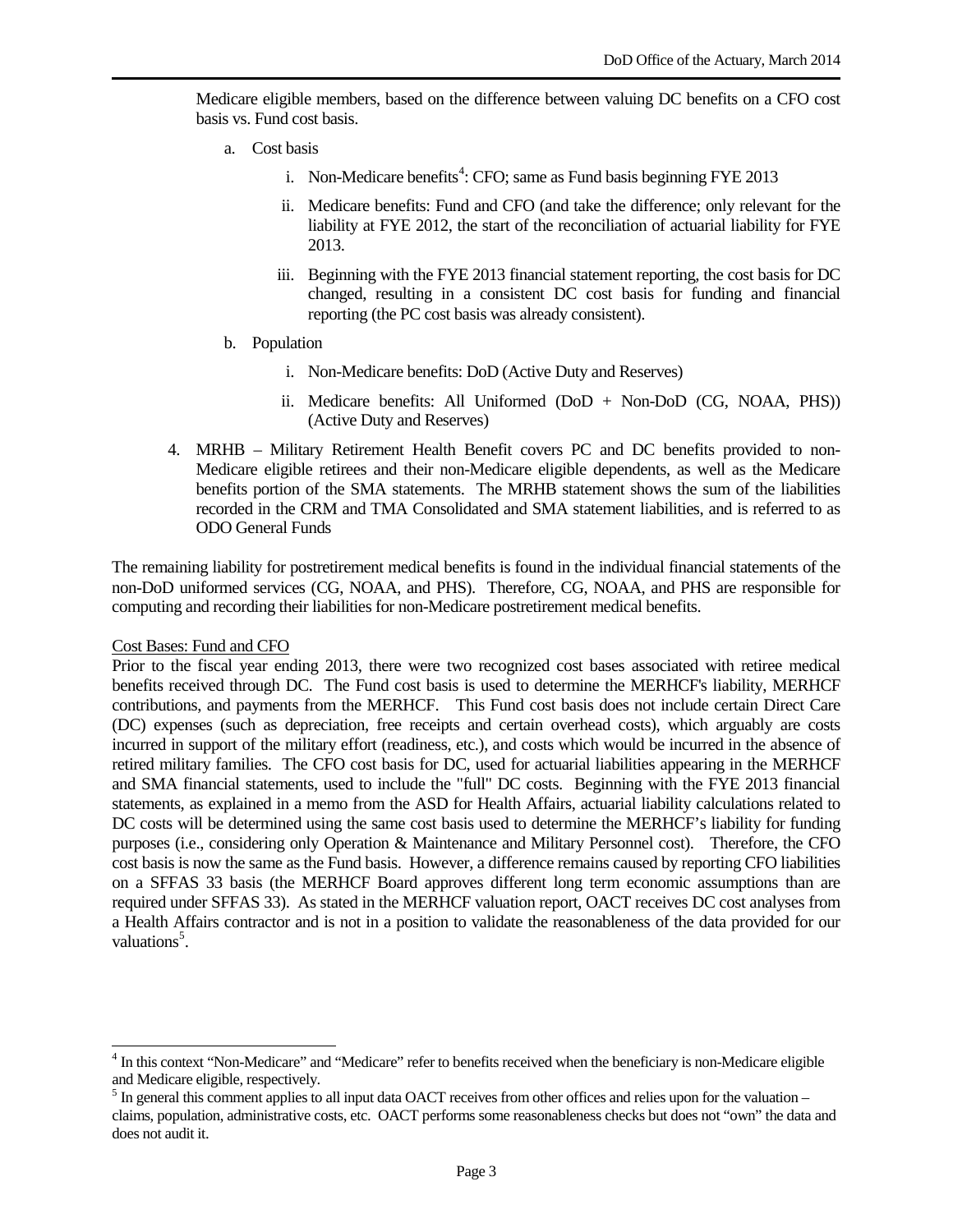Medicare eligible members, based on the difference between valuing DC benefits on a CFO cost basis vs. Fund cost basis.

   a. Cost basis

      i. Non-Medicare benefits[4]: CFO; same as Fund basis beginning FYE 2013

      ii. Medicare benefits: Fund and CFO (and take the difference; only relevant for the liability at FYE 2012, the start of the reconciliation of actuarial liability for FYE 2013.

      iii. Beginning with the FYE 2013 financial statement reporting, the cost basis for DC changed, resulting in a consistent DC cost basis for funding and financial reporting (the PC cost basis was already consistent).

   b. Population

      i. Non-Medicare benefits: DoD (Active Duty and Reserves)

      ii. Medicare benefits: All Uniformed (DoD + Non-DoD (CG, NOAA, PHS)) (Active Duty and Reserves)

4. MRHB – Military Retirement Health Benefit covers PC and DC benefits provided to non-Medicare eligible retirees and their non-Medicare eligible dependents, as well as the Medicare benefits portion of the SMA statements. The MRHB statement shows the sum of the liabilities recorded in the CRM and TMA Consolidated and SMA statement liabilities, and is referred to as ODO General Funds

The remaining liability for postretirement medical benefits is found in the individual financial statements of the non-DoD uniformed services (CG, NOAA, and PHS). Therefore, CG, NOAA, and PHS are responsible for computing and recording their liabilities for non-Medicare postretirement medical benefits.

Cost Bases: Fund and CFO

Prior to the fiscal year ending 2013, there were two recognized cost bases associated with retiree medical benefits received through DC. The Fund cost basis is used to determine the MERHCF's liability, MERHCF contributions, and payments from the MERHCF. This Fund cost basis does not include certain Direct Care (DC) expenses (such as depreciation, free receipts and certain overhead costs), which arguably are costs incurred in support of the military effort (readiness, etc.), and costs which would be incurred in the absence of retired military families. The CFO cost basis for DC, used for actuarial liabilities appearing in the MERHCF and SMA financial statements, used to include the "full" DC costs. Beginning with the FYE 2013 financial statements, as explained in a memo from the ASD for Health Affairs, actuarial liability calculations related to DC costs will be determined using the same cost basis used to determine the MERHCF's liability for funding purposes (i.e., considering only Operation & Maintenance and Military Personnel cost). Therefore, the CFO cost basis is now the same as the Fund basis. However, a difference remains caused by reporting CFO liabilities on a SFFAS 33 basis (the MERHCF Board approves different long term economic assumptions than are required under SFFAS 33). As stated in the MERHCF valuation report, OACT receives DC cost analyses from a Health Affairs contractor and is not in a position to validate the reasonableness of the data provided for our valuations[5].

---

[4] In this context "Non-Medicare" and "Medicare" refer to benefits received when the beneficiary is non-Medicare eligible and Medicare eligible, respectively.

[5] In general this comment applies to all input data OACT receives from other offices and relies upon for the valuation – claims, population, administrative costs, etc. OACT performs some reasonableness checks but does not "own" the data and does not audit it.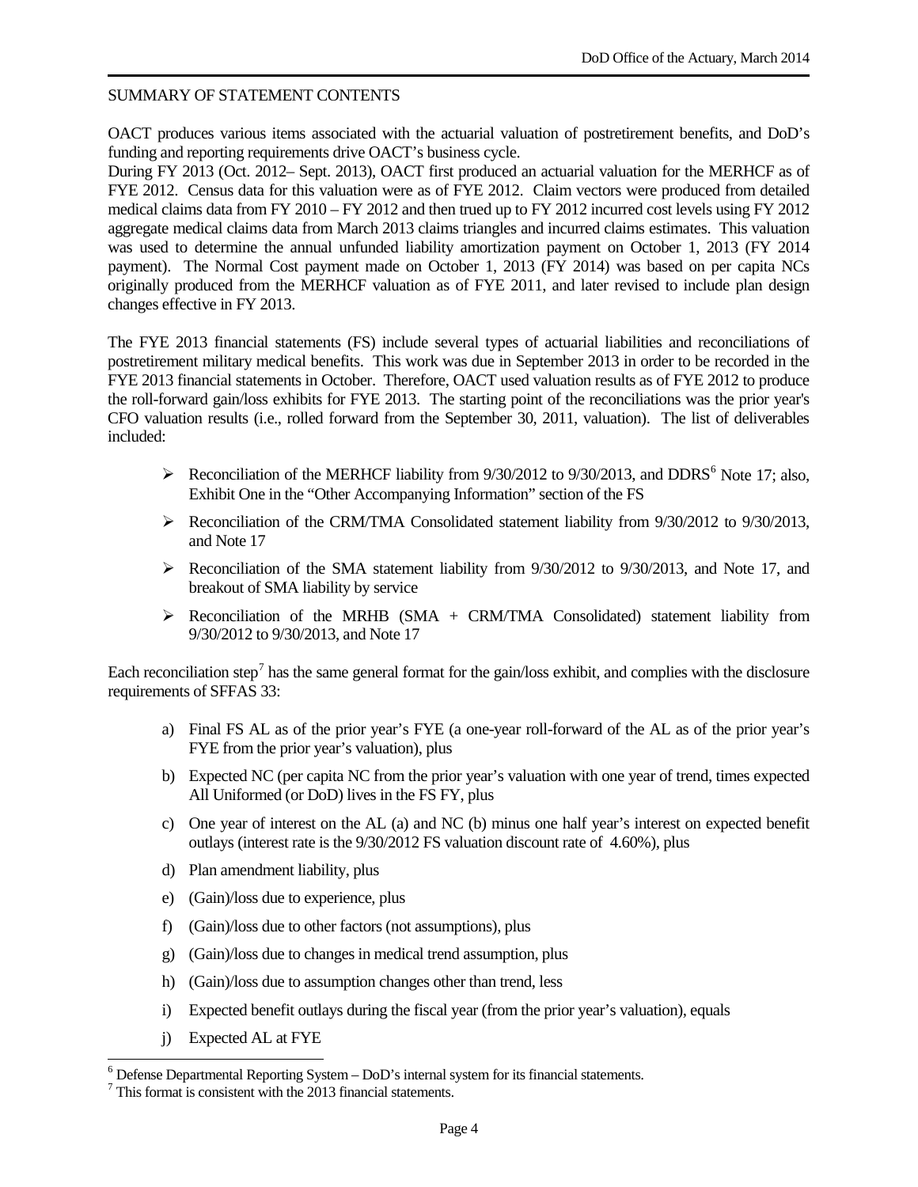SUMMARY OF STATEMENT CONTENTS

OACT produces various items associated with the actuarial valuation of postretirement benefits, and DoD's funding and reporting requirements drive OACT's business cycle.
During FY 2013 (Oct. 2012– Sept. 2013), OACT first produced an actuarial valuation for the MERHCF as of FYE 2012. Census data for this valuation were as of FYE 2012. Claim vectors were produced from detailed medical claims data from FY 2010 – FY 2012 and then trued up to FY 2012 incurred cost levels using FY 2012 aggregate medical claims data from March 2013 claims triangles and incurred claims estimates. This valuation was used to determine the annual unfunded liability amortization payment on October 1, 2013 (FY 2014 payment). The Normal Cost payment made on October 1, 2013 (FY 2014) was based on per capita NCs originally produced from the MERHCF valuation as of FYE 2011, and later revised to include plan design changes effective in FY 2013.

The FYE 2013 financial statements (FS) include several types of actuarial liabilities and reconciliations of postretirement military medical benefits. This work was due in September 2013 in order to be recorded in the FYE 2013 financial statements in October. Therefore, OACT used valuation results as of FYE 2012 to produce the roll-forward gain/loss exhibits for FYE 2013. The starting point of the reconciliations was the prior year's CFO valuation results (i.e., rolled forward from the September 30, 2011, valuation). The list of deliverables included:

- Reconciliation of the MERHCF liability from 9/30/2012 to 9/30/2013, and DDRS[6] Note 17; also, Exhibit One in the "Other Accompanying Information" section of the FS
- Reconciliation of the CRM/TMA Consolidated statement liability from 9/30/2012 to 9/30/2013, and Note 17
- Reconciliation of the SMA statement liability from 9/30/2012 to 9/30/2013, and Note 17, and breakout of SMA liability by service
- Reconciliation of the MRHB (SMA + CRM/TMA Consolidated) statement liability from 9/30/2012 to 9/30/2013, and Note 17

Each reconciliation step[7] has the same general format for the gain/loss exhibit, and complies with the disclosure requirements of SFFAS 33:

a) Final FS AL as of the prior year's FYE (a one-year roll-forward of the AL as of the prior year's FYE from the prior year's valuation), plus
b) Expected NC (per capita NC from the prior year's valuation with one year of trend, times expected All Uniformed (or DoD) lives in the FS FY, plus
c) One year of interest on the AL (a) and NC (b) minus one half year's interest on expected benefit outlays (interest rate is the 9/30/2012 FS valuation discount rate of 4.60%), plus
d) Plan amendment liability, plus
e) (Gain)/loss due to experience, plus
f) (Gain)/loss due to other factors (not assumptions), plus
g) (Gain)/loss due to changes in medical trend assumption, plus
h) (Gain)/loss due to assumption changes other than trend, less
i) Expected benefit outlays during the fiscal year (from the prior year's valuation), equals
j) Expected AL at FYE

[6] Defense Departmental Reporting System – DoD's internal system for its financial statements.
[7] This format is consistent with the 2013 financial statements.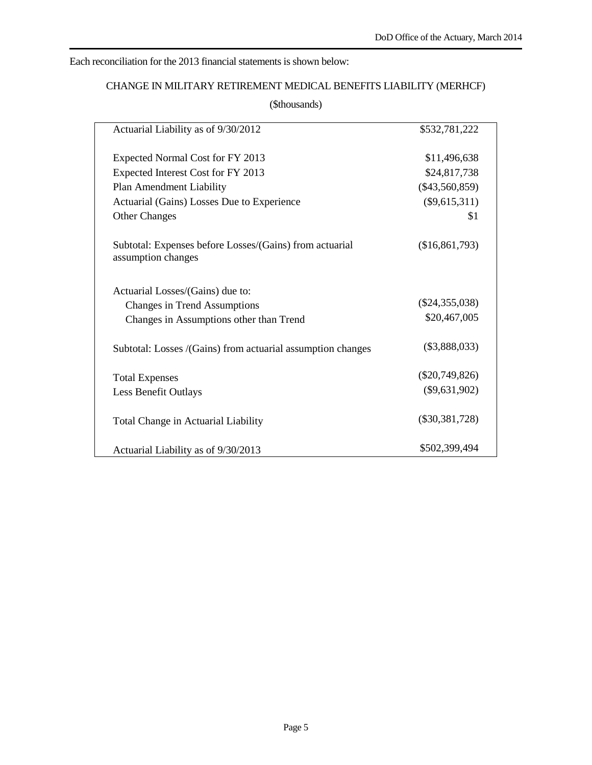Each reconciliation for the 2013 financial statements is shown below:

CHANGE IN MILITARY RETIREMENT MEDICAL BENEFITS LIABILITY (MERHCF)

($thousands)

| | |
|---|---|
| Actuarial Liability as of 9/30/2012 | $532,781,222 |
| | |
| Expected Normal Cost for FY 2013 | $11,496,638 |
| Expected Interest Cost for FY 2013 | $24,817,738 |
| Plan Amendment Liability | ($43,560,859) |
| Actuarial (Gains) Losses Due to Experience | ($9,615,311) |
| Other Changes | $1 |
| | |
| Subtotal: Expenses before Losses/(Gains) from actuarial assumption changes | ($16,861,793) |
| | |
| Actuarial Losses/(Gains) due to: | |
| Changes in Trend Assumptions | ($24,355,038) |
| Changes in Assumptions other than Trend | $20,467,005 |
| | |
| Subtotal: Losses /(Gains) from actuarial assumption changes | ($3,888,033) |
| | |
| Total Expenses | ($20,749,826) |
| Less Benefit Outlays | ($9,631,902) |
| | |
| Total Change in Actuarial Liability | ($30,381,728) |
| | |
| Actuarial Liability as of 9/30/2013 | $502,399,494 |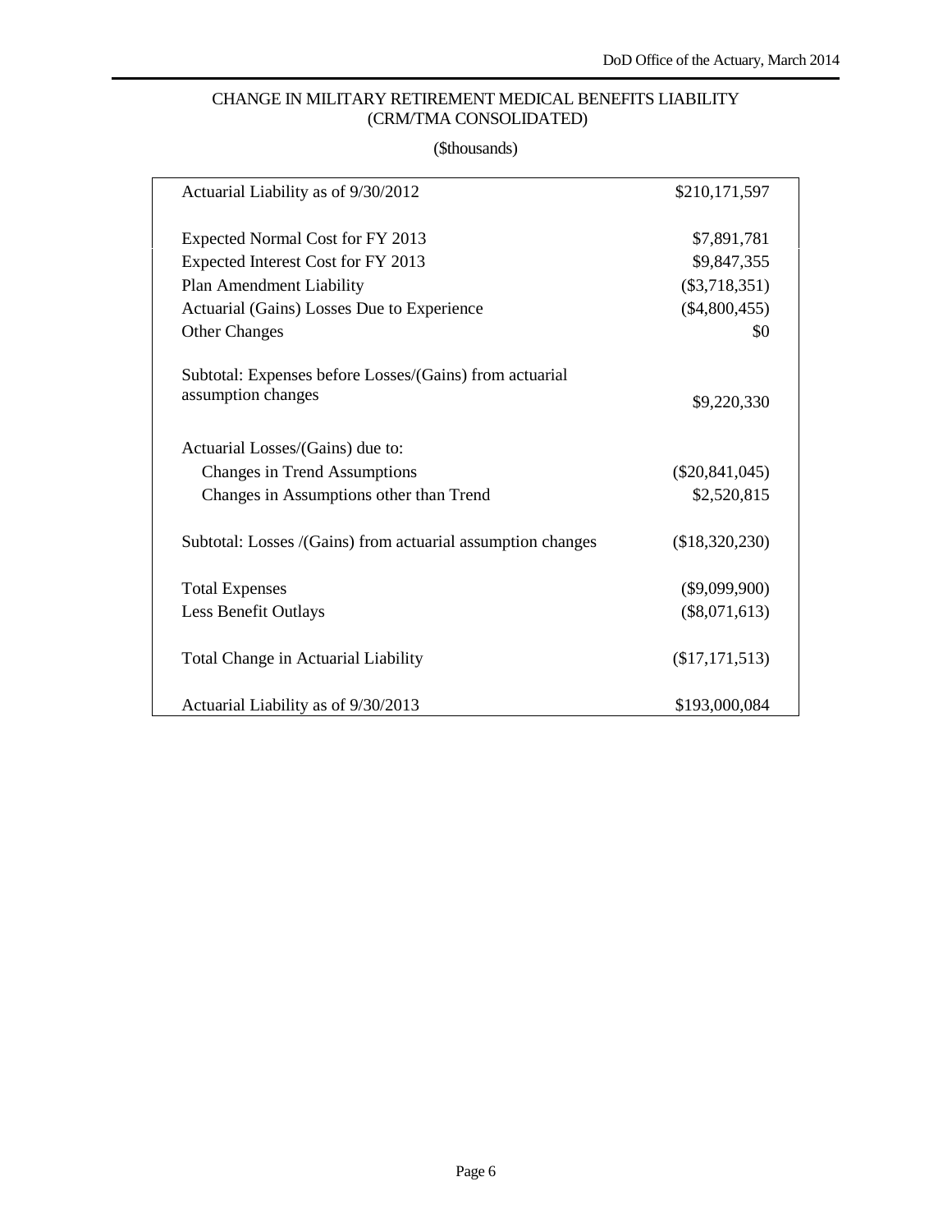## CHANGE IN MILITARY RETIREMENT MEDICAL BENEFITS LIABILITY (CRM/TMA CONSOLIDATED)

($thousands)

| | |
|---|---|
| Actuarial Liability as of 9/30/2012 | $210,171,597 |
| | |
| Expected Normal Cost for FY 2013 | $7,891,781 |
| Expected Interest Cost for FY 2013 | $9,847,355 |
| Plan Amendment Liability | ($3,718,351) |
| Actuarial (Gains) Losses Due to Experience | ($4,800,455) |
| Other Changes | $0 |
| | |
| Subtotal: Expenses before Losses/(Gains) from actuarial assumption changes | $9,220,330 |
| | |
| Actuarial Losses/(Gains) due to: | |
| Changes in Trend Assumptions | ($20,841,045) |
| Changes in Assumptions other than Trend | $2,520,815 |
| | |
| Subtotal: Losses /(Gains) from actuarial assumption changes | ($18,320,230) |
| | |
| Total Expenses | ($9,099,900) |
| Less Benefit Outlays | ($8,071,613) |
| | |
| Total Change in Actuarial Liability | ($17,171,513) |
| | |
| Actuarial Liability as of 9/30/2013 | $193,000,084 |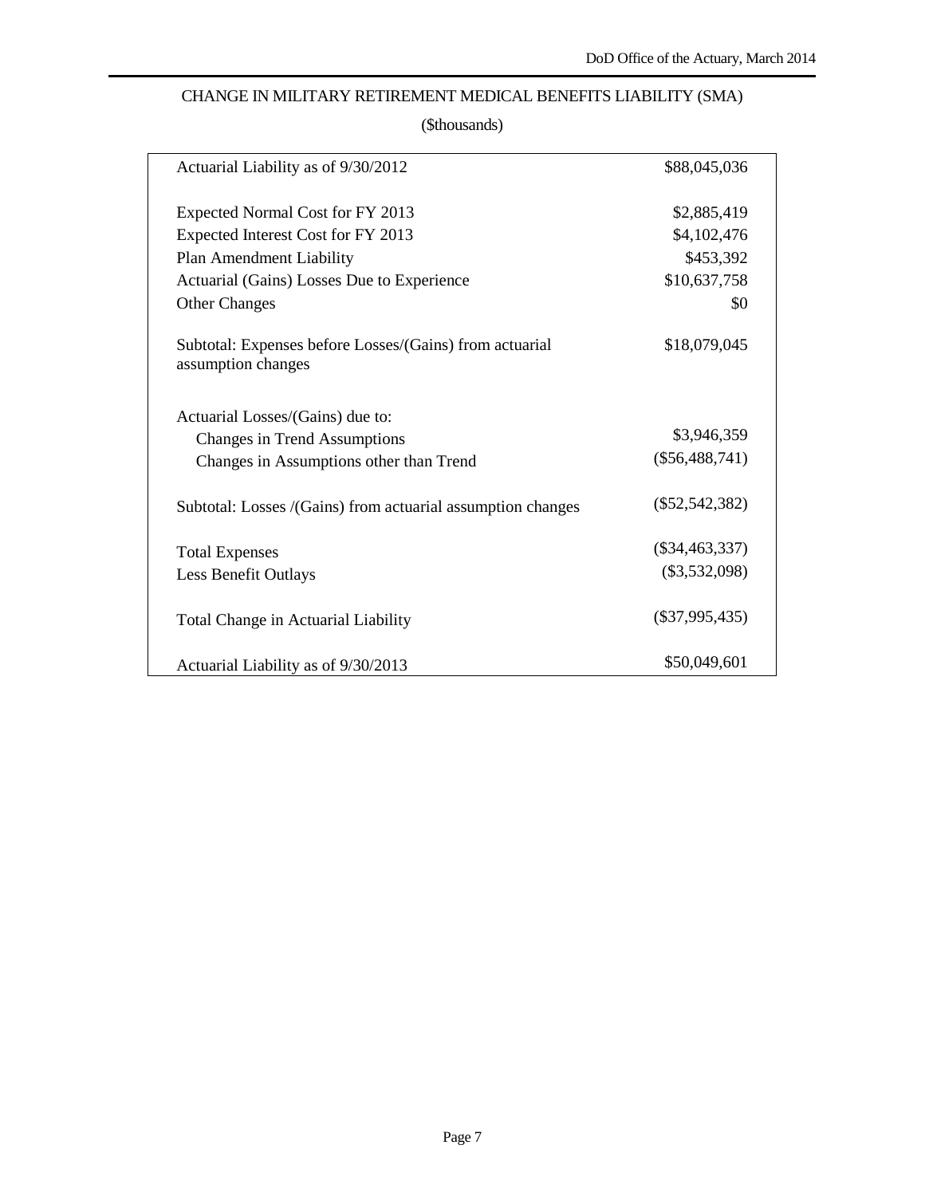## CHANGE IN MILITARY RETIREMENT MEDICAL BENEFITS LIABILITY (SMA)

($thousands)

| | |
|---|---|
| Actuarial Liability as of 9/30/2012 | $88,045,036 |
| | |
| Expected Normal Cost for FY 2013 | $2,885,419 |
| Expected Interest Cost for FY 2013 | $4,102,476 |
| Plan Amendment Liability | $453,392 |
| Actuarial (Gains) Losses Due to Experience | $10,637,758 |
| Other Changes | $0 |
| | |
| Subtotal: Expenses before Losses/(Gains) from actuarial assumption changes | $18,079,045 |
| | |
| Actuarial Losses/(Gains) due to: | |
| Changes in Trend Assumptions | $3,946,359 |
| Changes in Assumptions other than Trend | ($56,488,741) |
| | |
| Subtotal: Losses /(Gains) from actuarial assumption changes | ($52,542,382) |
| | |
| Total Expenses | ($34,463,337) |
| Less Benefit Outlays | ($3,532,098) |
| | |
| Total Change in Actuarial Liability | ($37,995,435) |
| | |
| Actuarial Liability as of 9/30/2013 | $50,049,601 |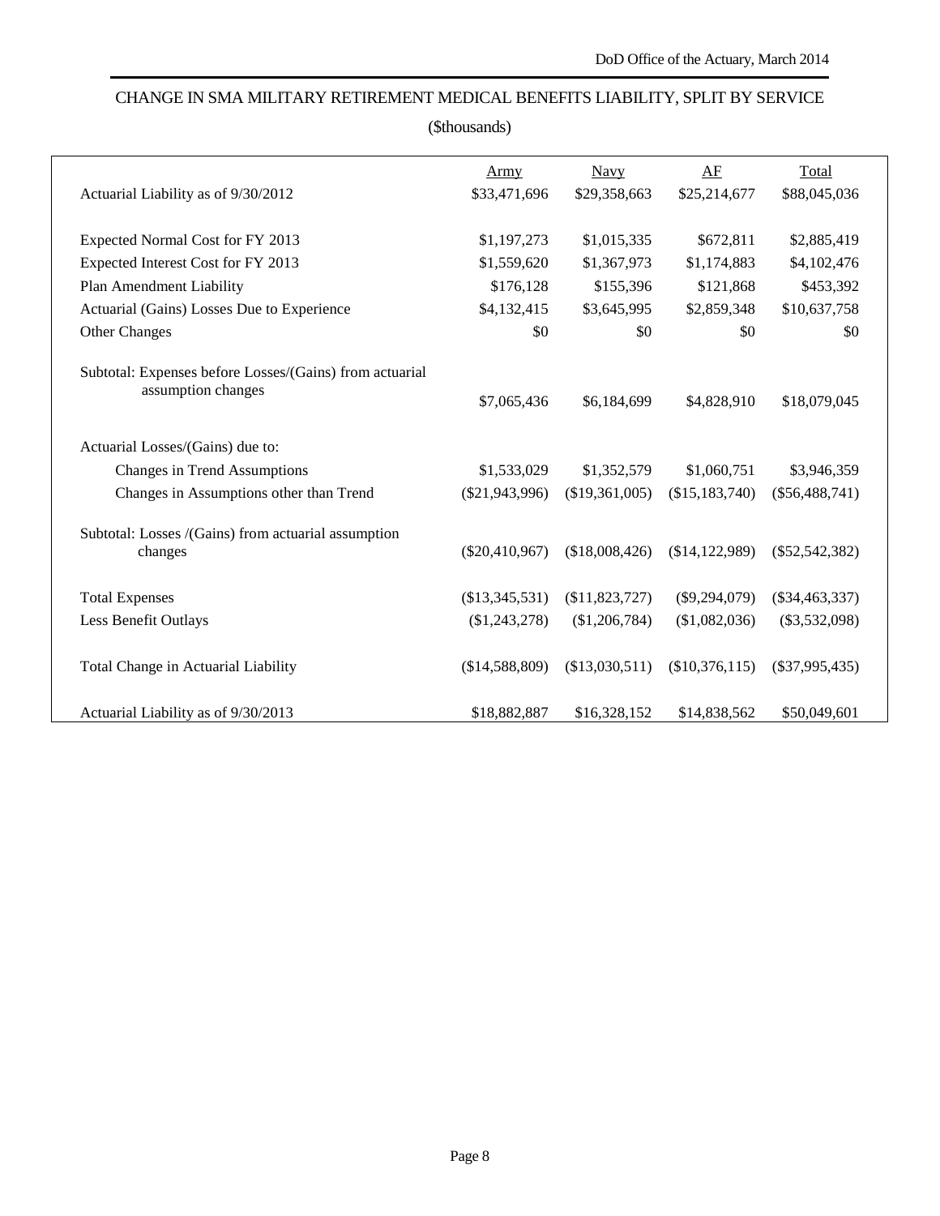## CHANGE IN SMA MILITARY RETIREMENT MEDICAL BENEFITS LIABILITY, SPLIT BY SERVICE

($thousands)

| | Army | Navy | AF | Total |
|---|---|---|---|---|
| Actuarial Liability as of 9/30/2012 | $33,471,696 | $29,358,663 | $25,214,677 | $88,045,036 |
| Expected Normal Cost for FY 2013 | $1,197,273 | $1,015,335 | $672,811 | $2,885,419 |
| Expected Interest Cost for FY 2013 | $1,559,620 | $1,367,973 | $1,174,883 | $4,102,476 |
| Plan Amendment Liability | $176,128 | $155,396 | $121,868 | $453,392 |
| Actuarial (Gains) Losses Due to Experience | $4,132,415 | $3,645,995 | $2,859,348 | $10,637,758 |
| Other Changes | $0 | $0 | $0 | $0 |
| Subtotal: Expenses before Losses/(Gains) from actuarial assumption changes | $7,065,436 | $6,184,699 | $4,828,910 | $18,079,045 |
| Actuarial Losses/(Gains) due to: | | | | |
| Changes in Trend Assumptions | $1,533,029 | $1,352,579 | $1,060,751 | $3,946,359 |
| Changes in Assumptions other than Trend | ($21,943,996) | ($19,361,005) | ($15,183,740) | ($56,488,741) |
| Subtotal: Losses /(Gains) from actuarial assumption changes | ($20,410,967) | ($18,008,426) | ($14,122,989) | ($52,542,382) |
| Total Expenses | ($13,345,531) | ($11,823,727) | ($9,294,079) | ($34,463,337) |
| Less Benefit Outlays | ($1,243,278) | ($1,206,784) | ($1,082,036) | ($3,532,098) |
| Total Change in Actuarial Liability | ($14,588,809) | ($13,030,511) | ($10,376,115) | ($37,995,435) |
| Actuarial Liability as of 9/30/2013 | $18,882,887 | $16,328,152 | $14,838,562 | $50,049,601 |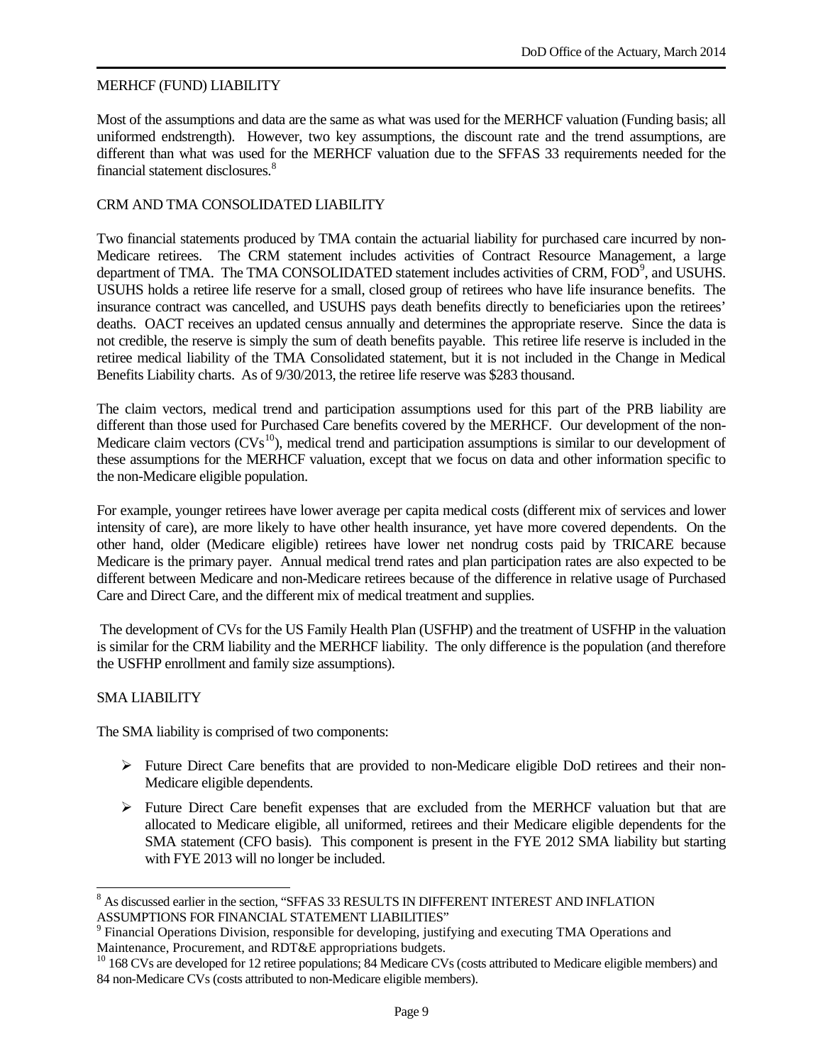## MERHCF (FUND) LIABILITY

Most of the assumptions and data are the same as what was used for the MERHCF valuation (Funding basis; all uniformed endstrength). However, two key assumptions, the discount rate and the trend assumptions, are different than what was used for the MERHCF valuation due to the SFFAS 33 requirements needed for the financial statement disclosures.[8]

## CRM AND TMA CONSOLIDATED LIABILITY

Two financial statements produced by TMA contain the actuarial liability for purchased care incurred by non-Medicare retirees. The CRM statement includes activities of Contract Resource Management, a large department of TMA. The TMA CONSOLIDATED statement includes activities of CRM, FOD[9], and USUHS. USUHS holds a retiree life reserve for a small, closed group of retirees who have life insurance benefits. The insurance contract was cancelled, and USUHS pays death benefits directly to beneficiaries upon the retirees' deaths. OACT receives an updated census annually and determines the appropriate reserve. Since the data is not credible, the reserve is simply the sum of death benefits payable. This retiree life reserve is included in the retiree medical liability of the TMA Consolidated statement, but it is not included in the Change in Medical Benefits Liability charts. As of 9/30/2013, the retiree life reserve was $283 thousand.

The claim vectors, medical trend and participation assumptions used for this part of the PRB liability are different than those used for Purchased Care benefits covered by the MERHCF. Our development of the non-Medicare claim vectors (CVs[10]), medical trend and participation assumptions is similar to our development of these assumptions for the MERHCF valuation, except that we focus on data and other information specific to the non-Medicare eligible population.

For example, younger retirees have lower average per capita medical costs (different mix of services and lower intensity of care), are more likely to have other health insurance, yet have more covered dependents. On the other hand, older (Medicare eligible) retirees have lower net nondrug costs paid by TRICARE because Medicare is the primary payer. Annual medical trend rates and plan participation rates are also expected to be different between Medicare and non-Medicare retirees because of the difference in relative usage of Purchased Care and Direct Care, and the different mix of medical treatment and supplies.

The development of CVs for the US Family Health Plan (USFHP) and the treatment of USFHP in the valuation is similar for the CRM liability and the MERHCF liability. The only difference is the population (and therefore the USFHP enrollment and family size assumptions).

## SMA LIABILITY

The SMA liability is comprised of two components:

- Future Direct Care benefits that are provided to non-Medicare eligible DoD retirees and their non-Medicare eligible dependents.
- Future Direct Care benefit expenses that are excluded from the MERHCF valuation but that are allocated to Medicare eligible, all uniformed, retirees and their Medicare eligible dependents for the SMA statement (CFO basis). This component is present in the FYE 2012 SMA liability but starting with FYE 2013 will no longer be included.

---

[8] As discussed earlier in the section, "SFFAS 33 RESULTS IN DIFFERENT INTEREST AND INFLATION ASSUMPTIONS FOR FINANCIAL STATEMENT LIABILITIES"

[9] Financial Operations Division, responsible for developing, justifying and executing TMA Operations and Maintenance, Procurement, and RDT&E appropriations budgets.

[10] 168 CVs are developed for 12 retiree populations; 84 Medicare CVs (costs attributed to Medicare eligible members) and 84 non-Medicare CVs (costs attributed to non-Medicare eligible members).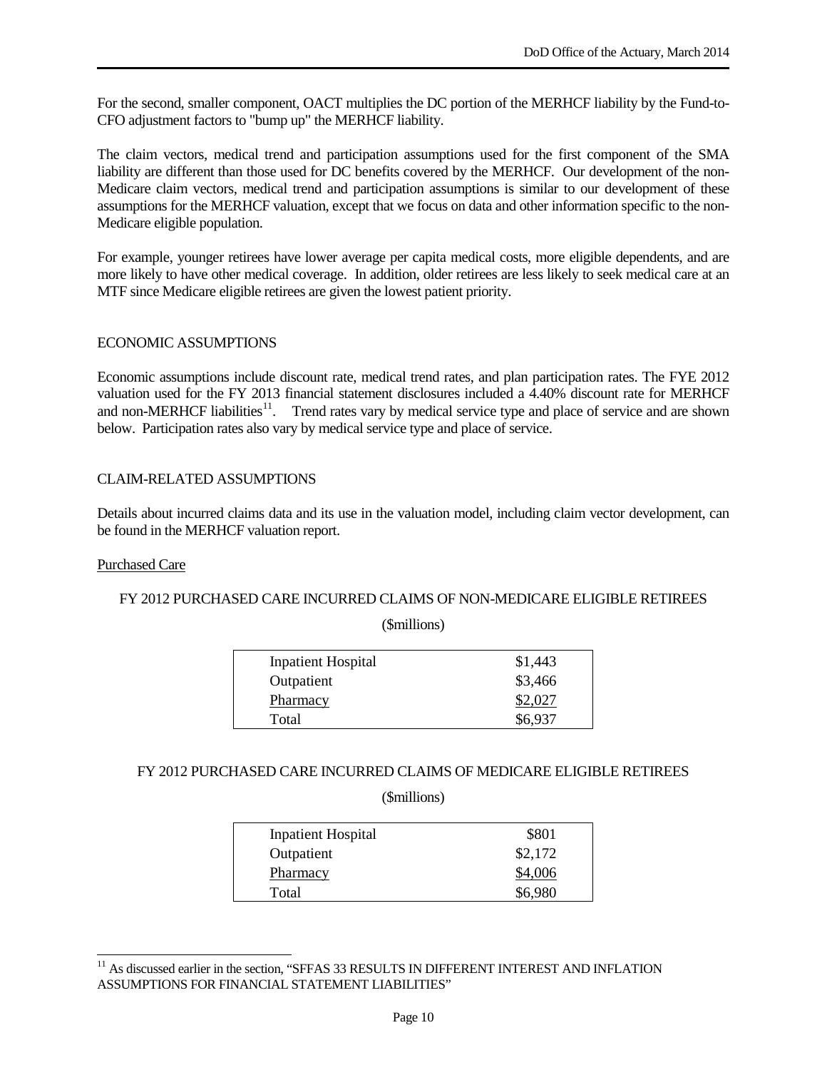For the second, smaller component, OACT multiplies the DC portion of the MERHCF liability by the Fund-to-CFO adjustment factors to "bump up" the MERHCF liability.

The claim vectors, medical trend and participation assumptions used for the first component of the SMA liability are different than those used for DC benefits covered by the MERHCF. Our development of the non-Medicare claim vectors, medical trend and participation assumptions is similar to our development of these assumptions for the MERHCF valuation, except that we focus on data and other information specific to the non-Medicare eligible population.

For example, younger retirees have lower average per capita medical costs, more eligible dependents, and are more likely to have other medical coverage. In addition, older retirees are less likely to seek medical care at an MTF since Medicare eligible retirees are given the lowest patient priority.

## ECONOMIC ASSUMPTIONS

Economic assumptions include discount rate, medical trend rates, and plan participation rates. The FYE 2012 valuation used for the FY 2013 financial statement disclosures included a 4.40% discount rate for MERHCF and non-MERHCF liabilities[11]. Trend rates vary by medical service type and place of service and are shown below. Participation rates also vary by medical service type and place of service.

## CLAIM-RELATED ASSUMPTIONS

Details about incurred claims data and its use in the valuation model, including claim vector development, can be found in the MERHCF valuation report.

### Purchased Care

FY 2012 PURCHASED CARE INCURRED CLAIMS OF NON-MEDICARE ELIGIBLE RETIREES

($millions)

| | |
|---|---|
| Inpatient Hospital | $1,443 |
| Outpatient | $3,466 |
| Pharmacy | $2,027 |
| Total | $6,937 |

FY 2012 PURCHASED CARE INCURRED CLAIMS OF MEDICARE ELIGIBLE RETIREES

($millions)

| | |
|---|---|
| Inpatient Hospital | $801 |
| Outpatient | $2,172 |
| Pharmacy | $4,006 |
| Total | $6,980 |

[11] As discussed earlier in the section, "SFFAS 33 RESULTS IN DIFFERENT INTEREST AND INFLATION ASSUMPTIONS FOR FINANCIAL STATEMENT LIABILITIES"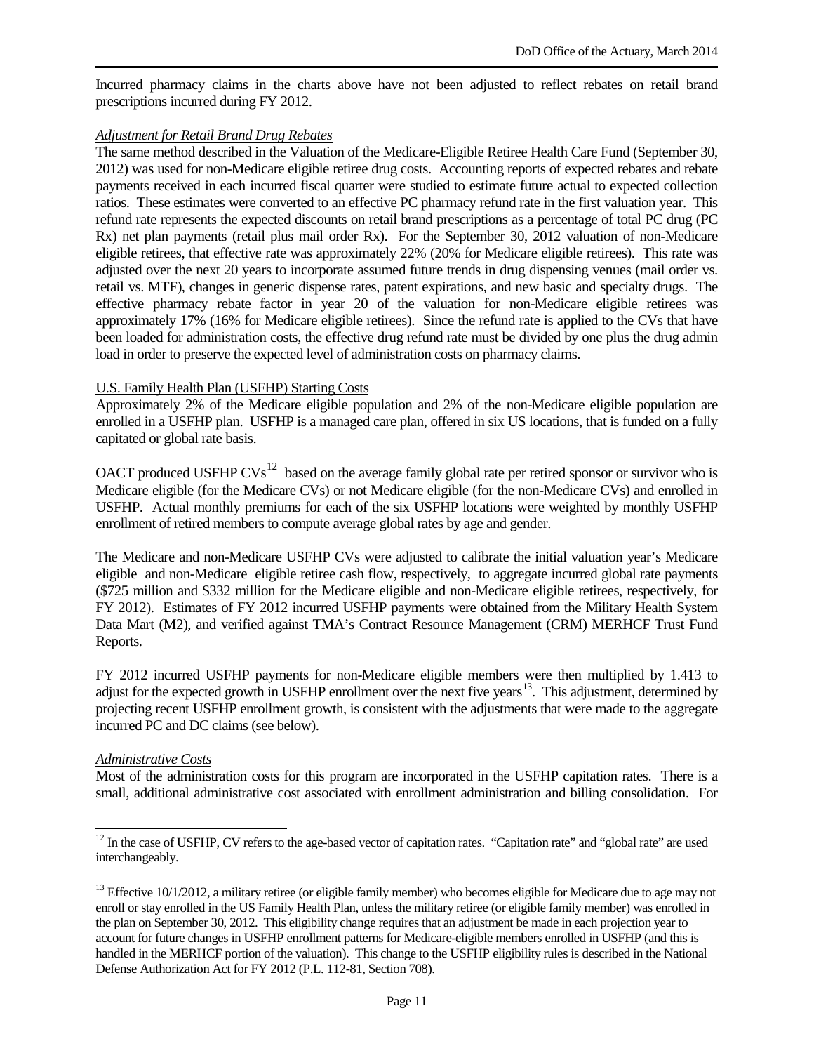Incurred pharmacy claims in the charts above have not been adjusted to reflect rebates on retail brand prescriptions incurred during FY 2012.

*Adjustment for Retail Brand Drug Rebates*

The same method described in the Valuation of the Medicare-Eligible Retiree Health Care Fund (September 30, 2012) was used for non-Medicare eligible retiree drug costs. Accounting reports of expected rebates and rebate payments received in each incurred fiscal quarter were studied to estimate future actual to expected collection ratios. These estimates were converted to an effective PC pharmacy refund rate in the first valuation year. This refund rate represents the expected discounts on retail brand prescriptions as a percentage of total PC drug (PC Rx) net plan payments (retail plus mail order Rx). For the September 30, 2012 valuation of non-Medicare eligible retirees, that effective rate was approximately 22% (20% for Medicare eligible retirees). This rate was adjusted over the next 20 years to incorporate assumed future trends in drug dispensing venues (mail order vs. retail vs. MTF), changes in generic dispense rates, patent expirations, and new basic and specialty drugs. The effective pharmacy rebate factor in year 20 of the valuation for non-Medicare eligible retirees was approximately 17% (16% for Medicare eligible retirees). Since the refund rate is applied to the CVs that have been loaded for administration costs, the effective drug refund rate must be divided by one plus the drug admin load in order to preserve the expected level of administration costs on pharmacy claims.

U.S. Family Health Plan (USFHP) Starting Costs

Approximately 2% of the Medicare eligible population and 2% of the non-Medicare eligible population are enrolled in a USFHP plan. USFHP is a managed care plan, offered in six US locations, that is funded on a fully capitated or global rate basis.

OACT produced USFHP CVs[12] based on the average family global rate per retired sponsor or survivor who is Medicare eligible (for the Medicare CVs) or not Medicare eligible (for the non-Medicare CVs) and enrolled in USFHP. Actual monthly premiums for each of the six USFHP locations were weighted by monthly USFHP enrollment of retired members to compute average global rates by age and gender.

The Medicare and non-Medicare USFHP CVs were adjusted to calibrate the initial valuation year's Medicare eligible and non-Medicare eligible retiree cash flow, respectively, to aggregate incurred global rate payments ($725 million and $332 million for the Medicare eligible and non-Medicare eligible retirees, respectively, for FY 2012). Estimates of FY 2012 incurred USFHP payments were obtained from the Military Health System Data Mart (M2), and verified against TMA's Contract Resource Management (CRM) MERHCF Trust Fund Reports.

FY 2012 incurred USFHP payments for non-Medicare eligible members were then multiplied by 1.413 to adjust for the expected growth in USFHP enrollment over the next five years[13]. This adjustment, determined by projecting recent USFHP enrollment growth, is consistent with the adjustments that were made to the aggregate incurred PC and DC claims (see below).

*Administrative Costs*

Most of the administration costs for this program are incorporated in the USFHP capitation rates. There is a small, additional administrative cost associated with enrollment administration and billing consolidation. For

---

[12] In the case of USFHP, CV refers to the age-based vector of capitation rates. "Capitation rate" and "global rate" are used interchangeably.

[13] Effective 10/1/2012, a military retiree (or eligible family member) who becomes eligible for Medicare due to age may not enroll or stay enrolled in the US Family Health Plan, unless the military retiree (or eligible family member) was enrolled in the plan on September 30, 2012. This eligibility change requires that an adjustment be made in each projection year to account for future changes in USFHP enrollment patterns for Medicare-eligible members enrolled in USFHP (and this is handled in the MERHCF portion of the valuation). This change to the USFHP eligibility rules is described in the National Defense Authorization Act for FY 2012 (P.L. 112-81, Section 708).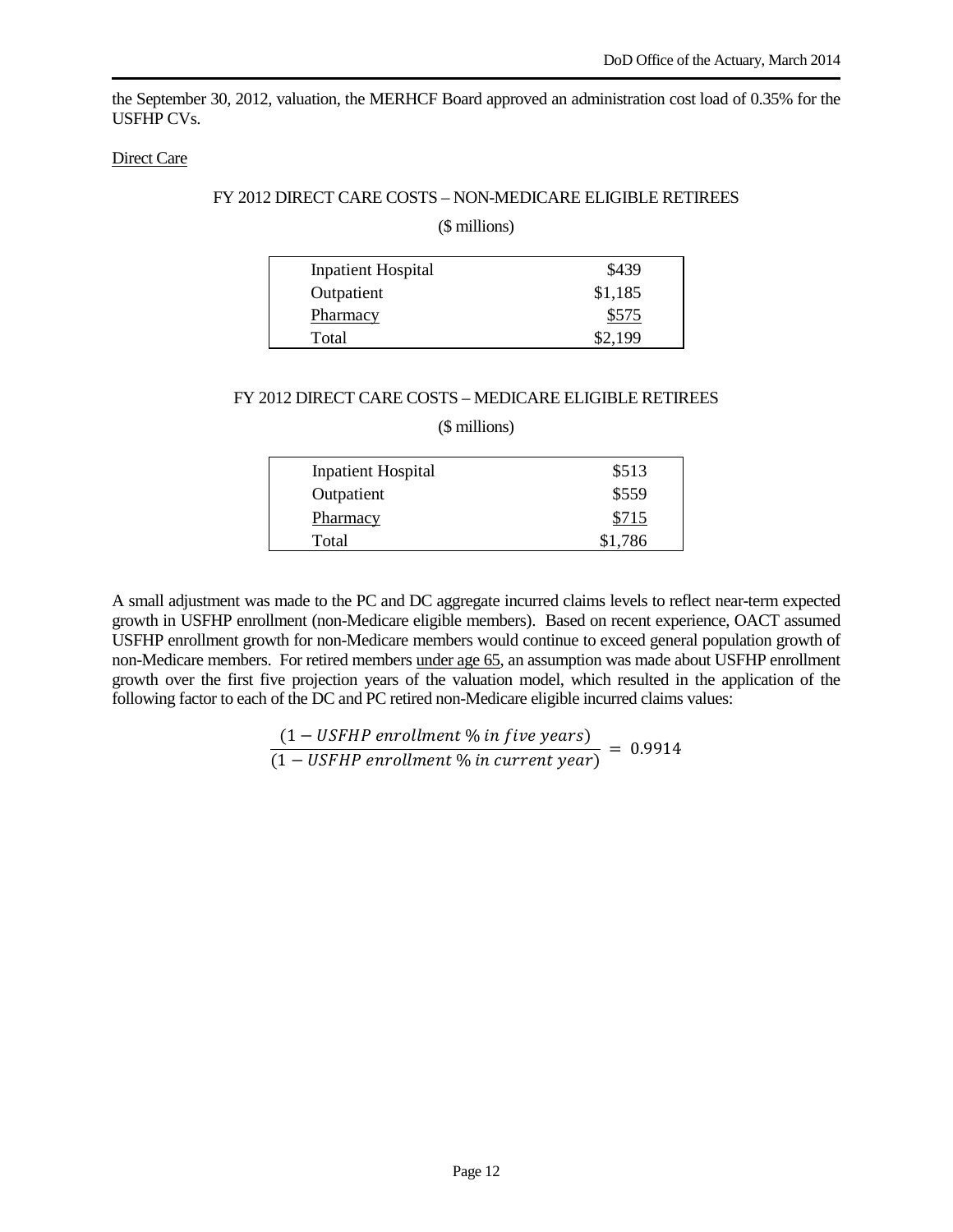the September 30, 2012, valuation, the MERHCF Board approved an administration cost load of 0.35% for the USFHP CVs.

Direct Care

FY 2012 DIRECT CARE COSTS – NON-MEDICARE ELIGIBLE RETIREES

($ millions)

| | |
|---|---|
| Inpatient Hospital | $439 |
| Outpatient | $1,185 |
| Pharmacy | $575 |
| Total | $2,199 |

FY 2012 DIRECT CARE COSTS – MEDICARE ELIGIBLE RETIREES

($ millions)

| | |
|---|---|
| Inpatient Hospital | $513 |
| Outpatient | $559 |
| Pharmacy | $715 |
| Total | $1,786 |

A small adjustment was made to the PC and DC aggregate incurred claims levels to reflect near-term expected growth in USFHP enrollment (non-Medicare eligible members). Based on recent experience, OACT assumed USFHP enrollment growth for non-Medicare members would continue to exceed general population growth of non-Medicare members. For retired members under age 65, an assumption was made about USFHP enrollment growth over the first five projection years of the valuation model, which resulted in the application of the following factor to each of the DC and PC retired non-Medicare eligible incurred claims values:

$$\frac{(1 - USFHP\ enrollment\ \%\ in\ five\ years)}{(1 - USFHP\ enrollment\ \%\ in\ current\ year)} = 0.9914$$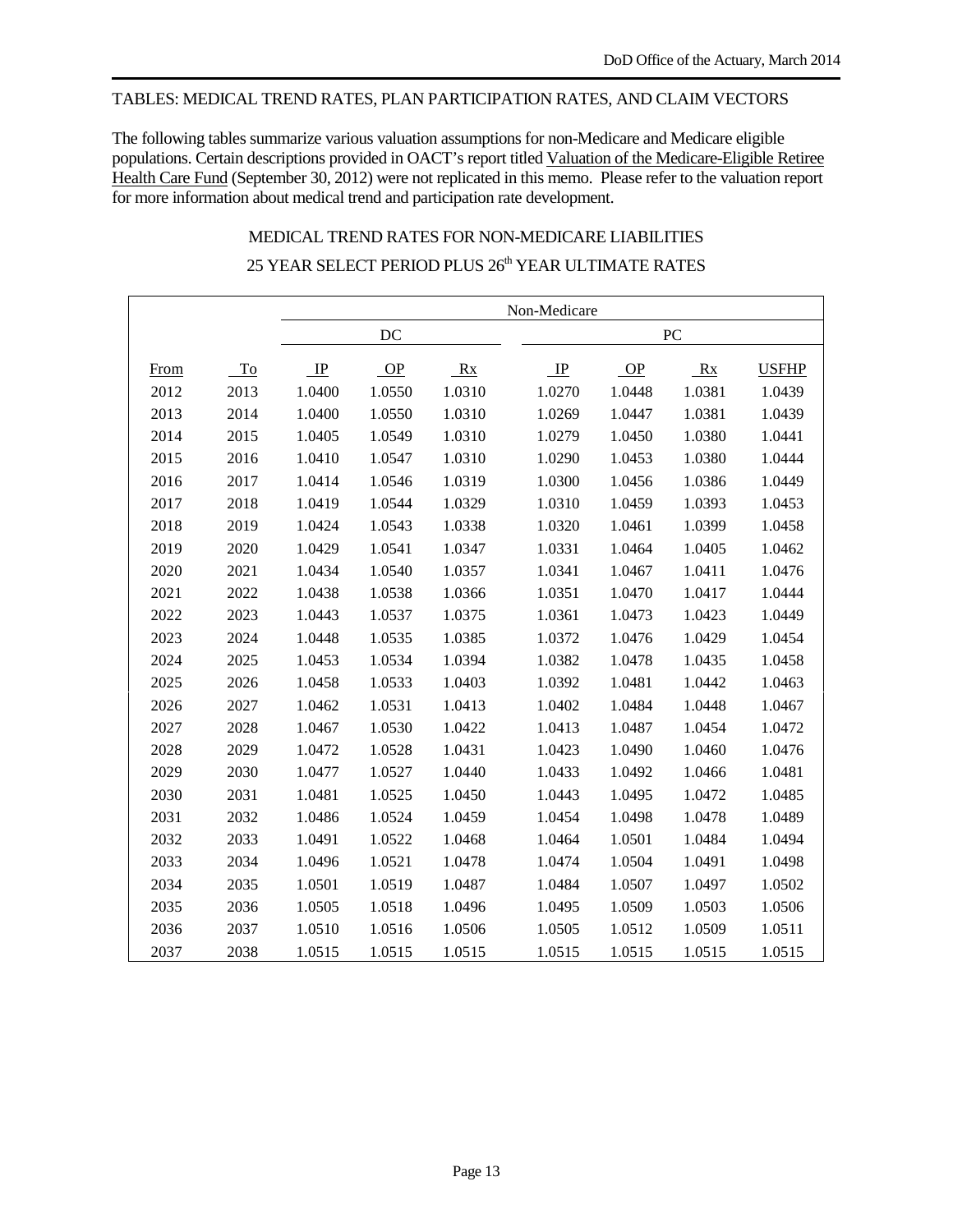TABLES: MEDICAL TREND RATES, PLAN PARTICIPATION RATES, AND CLAIM VECTORS

The following tables summarize various valuation assumptions for non-Medicare and Medicare eligible populations. Certain descriptions provided in OACT's report titled Valuation of the Medicare-Eligible Retiree Health Care Fund (September 30, 2012) were not replicated in this memo. Please refer to the valuation report for more information about medical trend and participation rate development.

MEDICAL TREND RATES FOR NON-MEDICARE LIABILITIES

25 YEAR SELECT PERIOD PLUS 26th YEAR ULTIMATE RATES

| | | Non-Medicare | | | | | | |
|---|---|---|---|---|---|---|---|---|
| | | DC | | | PC | | | |
| From | To | IP | OP | Rx | IP | OP | Rx | USFHP |
| 2012 | 2013 | 1.0400 | 1.0550 | 1.0310 | 1.0270 | 1.0448 | 1.0381 | 1.0439 |
| 2013 | 2014 | 1.0400 | 1.0550 | 1.0310 | 1.0269 | 1.0447 | 1.0381 | 1.0439 |
| 2014 | 2015 | 1.0405 | 1.0549 | 1.0310 | 1.0279 | 1.0450 | 1.0380 | 1.0441 |
| 2015 | 2016 | 1.0410 | 1.0547 | 1.0310 | 1.0290 | 1.0453 | 1.0380 | 1.0444 |
| 2016 | 2017 | 1.0414 | 1.0546 | 1.0319 | 1.0300 | 1.0456 | 1.0386 | 1.0449 |
| 2017 | 2018 | 1.0419 | 1.0544 | 1.0329 | 1.0310 | 1.0459 | 1.0393 | 1.0453 |
| 2018 | 2019 | 1.0424 | 1.0543 | 1.0338 | 1.0320 | 1.0461 | 1.0399 | 1.0458 |
| 2019 | 2020 | 1.0429 | 1.0541 | 1.0347 | 1.0331 | 1.0464 | 1.0405 | 1.0462 |
| 2020 | 2021 | 1.0434 | 1.0540 | 1.0357 | 1.0341 | 1.0467 | 1.0411 | 1.0476 |
| 2021 | 2022 | 1.0438 | 1.0538 | 1.0366 | 1.0351 | 1.0470 | 1.0417 | 1.0444 |
| 2022 | 2023 | 1.0443 | 1.0537 | 1.0375 | 1.0361 | 1.0473 | 1.0423 | 1.0449 |
| 2023 | 2024 | 1.0448 | 1.0535 | 1.0385 | 1.0372 | 1.0476 | 1.0429 | 1.0454 |
| 2024 | 2025 | 1.0453 | 1.0534 | 1.0394 | 1.0382 | 1.0478 | 1.0435 | 1.0458 |
| 2025 | 2026 | 1.0458 | 1.0533 | 1.0403 | 1.0392 | 1.0481 | 1.0442 | 1.0463 |
| 2026 | 2027 | 1.0462 | 1.0531 | 1.0413 | 1.0402 | 1.0484 | 1.0448 | 1.0467 |
| 2027 | 2028 | 1.0467 | 1.0530 | 1.0422 | 1.0413 | 1.0487 | 1.0454 | 1.0472 |
| 2028 | 2029 | 1.0472 | 1.0528 | 1.0431 | 1.0423 | 1.0490 | 1.0460 | 1.0476 |
| 2029 | 2030 | 1.0477 | 1.0527 | 1.0440 | 1.0433 | 1.0492 | 1.0466 | 1.0481 |
| 2030 | 2031 | 1.0481 | 1.0525 | 1.0450 | 1.0443 | 1.0495 | 1.0472 | 1.0485 |
| 2031 | 2032 | 1.0486 | 1.0524 | 1.0459 | 1.0454 | 1.0498 | 1.0478 | 1.0489 |
| 2032 | 2033 | 1.0491 | 1.0522 | 1.0468 | 1.0464 | 1.0501 | 1.0484 | 1.0494 |
| 2033 | 2034 | 1.0496 | 1.0521 | 1.0478 | 1.0474 | 1.0504 | 1.0491 | 1.0498 |
| 2034 | 2035 | 1.0501 | 1.0519 | 1.0487 | 1.0484 | 1.0507 | 1.0497 | 1.0502 |
| 2035 | 2036 | 1.0505 | 1.0518 | 1.0496 | 1.0495 | 1.0509 | 1.0503 | 1.0506 |
| 2036 | 2037 | 1.0510 | 1.0516 | 1.0506 | 1.0505 | 1.0512 | 1.0509 | 1.0511 |
| 2037 | 2038 | 1.0515 | 1.0515 | 1.0515 | 1.0515 | 1.0515 | 1.0515 | 1.0515 |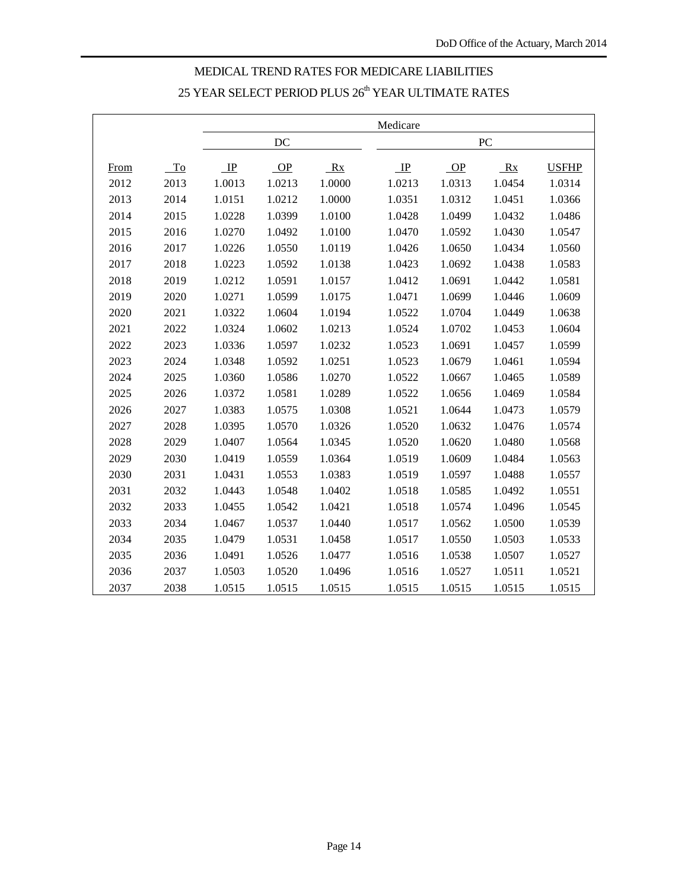## MEDICAL TREND RATES FOR MEDICARE LIABILITIES

## 25 YEAR SELECT PERIOD PLUS 26th YEAR ULTIMATE RATES

| | | Medicare | | | | | | |
|---|---|---|---|---|---|---|---|---|
| | | DC | | | PC | | | |
| From | To | IP | OP | Rx | IP | OP | Rx | USFHP |
| 2012 | 2013 | 1.0013 | 1.0213 | 1.0000 | 1.0213 | 1.0313 | 1.0454 | 1.0314 |
| 2013 | 2014 | 1.0151 | 1.0212 | 1.0000 | 1.0351 | 1.0312 | 1.0451 | 1.0366 |
| 2014 | 2015 | 1.0228 | 1.0399 | 1.0100 | 1.0428 | 1.0499 | 1.0432 | 1.0486 |
| 2015 | 2016 | 1.0270 | 1.0492 | 1.0100 | 1.0470 | 1.0592 | 1.0430 | 1.0547 |
| 2016 | 2017 | 1.0226 | 1.0550 | 1.0119 | 1.0426 | 1.0650 | 1.0434 | 1.0560 |
| 2017 | 2018 | 1.0223 | 1.0592 | 1.0138 | 1.0423 | 1.0692 | 1.0438 | 1.0583 |
| 2018 | 2019 | 1.0212 | 1.0591 | 1.0157 | 1.0412 | 1.0691 | 1.0442 | 1.0581 |
| 2019 | 2020 | 1.0271 | 1.0599 | 1.0175 | 1.0471 | 1.0699 | 1.0446 | 1.0609 |
| 2020 | 2021 | 1.0322 | 1.0604 | 1.0194 | 1.0522 | 1.0704 | 1.0449 | 1.0638 |
| 2021 | 2022 | 1.0324 | 1.0602 | 1.0213 | 1.0524 | 1.0702 | 1.0453 | 1.0604 |
| 2022 | 2023 | 1.0336 | 1.0597 | 1.0232 | 1.0523 | 1.0691 | 1.0457 | 1.0599 |
| 2023 | 2024 | 1.0348 | 1.0592 | 1.0251 | 1.0523 | 1.0679 | 1.0461 | 1.0594 |
| 2024 | 2025 | 1.0360 | 1.0586 | 1.0270 | 1.0522 | 1.0667 | 1.0465 | 1.0589 |
| 2025 | 2026 | 1.0372 | 1.0581 | 1.0289 | 1.0522 | 1.0656 | 1.0469 | 1.0584 |
| 2026 | 2027 | 1.0383 | 1.0575 | 1.0308 | 1.0521 | 1.0644 | 1.0473 | 1.0579 |
| 2027 | 2028 | 1.0395 | 1.0570 | 1.0326 | 1.0520 | 1.0632 | 1.0476 | 1.0574 |
| 2028 | 2029 | 1.0407 | 1.0564 | 1.0345 | 1.0520 | 1.0620 | 1.0480 | 1.0568 |
| 2029 | 2030 | 1.0419 | 1.0559 | 1.0364 | 1.0519 | 1.0609 | 1.0484 | 1.0563 |
| 2030 | 2031 | 1.0431 | 1.0553 | 1.0383 | 1.0519 | 1.0597 | 1.0488 | 1.0557 |
| 2031 | 2032 | 1.0443 | 1.0548 | 1.0402 | 1.0518 | 1.0585 | 1.0492 | 1.0551 |
| 2032 | 2033 | 1.0455 | 1.0542 | 1.0421 | 1.0518 | 1.0574 | 1.0496 | 1.0545 |
| 2033 | 2034 | 1.0467 | 1.0537 | 1.0440 | 1.0517 | 1.0562 | 1.0500 | 1.0539 |
| 2034 | 2035 | 1.0479 | 1.0531 | 1.0458 | 1.0517 | 1.0550 | 1.0503 | 1.0533 |
| 2035 | 2036 | 1.0491 | 1.0526 | 1.0477 | 1.0516 | 1.0538 | 1.0507 | 1.0527 |
| 2036 | 2037 | 1.0503 | 1.0520 | 1.0496 | 1.0516 | 1.0527 | 1.0511 | 1.0521 |
| 2037 | 2038 | 1.0515 | 1.0515 | 1.0515 | 1.0515 | 1.0515 | 1.0515 | 1.0515 |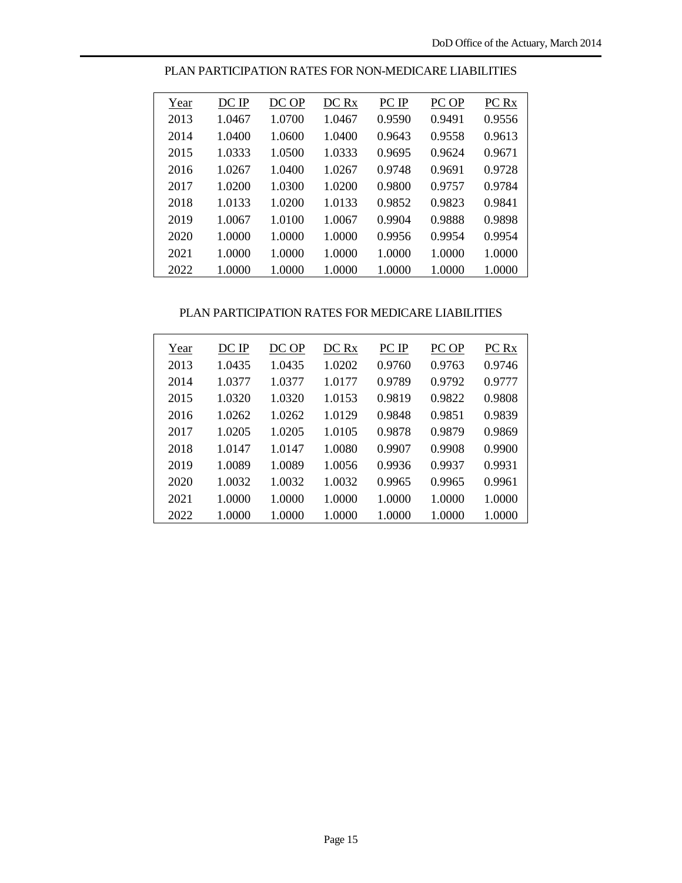PLAN PARTICIPATION RATES FOR NON-MEDICARE LIABILITIES

| Year | DC IP | DC OP | DC Rx | PC IP | PC OP | PC Rx |
|---|---|---|---|---|---|---|
| 2013 | 1.0467 | 1.0700 | 1.0467 | 0.9590 | 0.9491 | 0.9556 |
| 2014 | 1.0400 | 1.0600 | 1.0400 | 0.9643 | 0.9558 | 0.9613 |
| 2015 | 1.0333 | 1.0500 | 1.0333 | 0.9695 | 0.9624 | 0.9671 |
| 2016 | 1.0267 | 1.0400 | 1.0267 | 0.9748 | 0.9691 | 0.9728 |
| 2017 | 1.0200 | 1.0300 | 1.0200 | 0.9800 | 0.9757 | 0.9784 |
| 2018 | 1.0133 | 1.0200 | 1.0133 | 0.9852 | 0.9823 | 0.9841 |
| 2019 | 1.0067 | 1.0100 | 1.0067 | 0.9904 | 0.9888 | 0.9898 |
| 2020 | 1.0000 | 1.0000 | 1.0000 | 0.9956 | 0.9954 | 0.9954 |
| 2021 | 1.0000 | 1.0000 | 1.0000 | 1.0000 | 1.0000 | 1.0000 |
| 2022 | 1.0000 | 1.0000 | 1.0000 | 1.0000 | 1.0000 | 1.0000 |

PLAN PARTICIPATION RATES FOR MEDICARE LIABILITIES

| Year | DC IP | DC OP | DC Rx | PC IP | PC OP | PC Rx |
|---|---|---|---|---|---|---|
| 2013 | 1.0435 | 1.0435 | 1.0202 | 0.9760 | 0.9763 | 0.9746 |
| 2014 | 1.0377 | 1.0377 | 1.0177 | 0.9789 | 0.9792 | 0.9777 |
| 2015 | 1.0320 | 1.0320 | 1.0153 | 0.9819 | 0.9822 | 0.9808 |
| 2016 | 1.0262 | 1.0262 | 1.0129 | 0.9848 | 0.9851 | 0.9839 |
| 2017 | 1.0205 | 1.0205 | 1.0105 | 0.9878 | 0.9879 | 0.9869 |
| 2018 | 1.0147 | 1.0147 | 1.0080 | 0.9907 | 0.9908 | 0.9900 |
| 2019 | 1.0089 | 1.0089 | 1.0056 | 0.9936 | 0.9937 | 0.9931 |
| 2020 | 1.0032 | 1.0032 | 1.0032 | 0.9965 | 0.9965 | 0.9961 |
| 2021 | 1.0000 | 1.0000 | 1.0000 | 1.0000 | 1.0000 | 1.0000 |
| 2022 | 1.0000 | 1.0000 | 1.0000 | 1.0000 | 1.0000 | 1.0000 |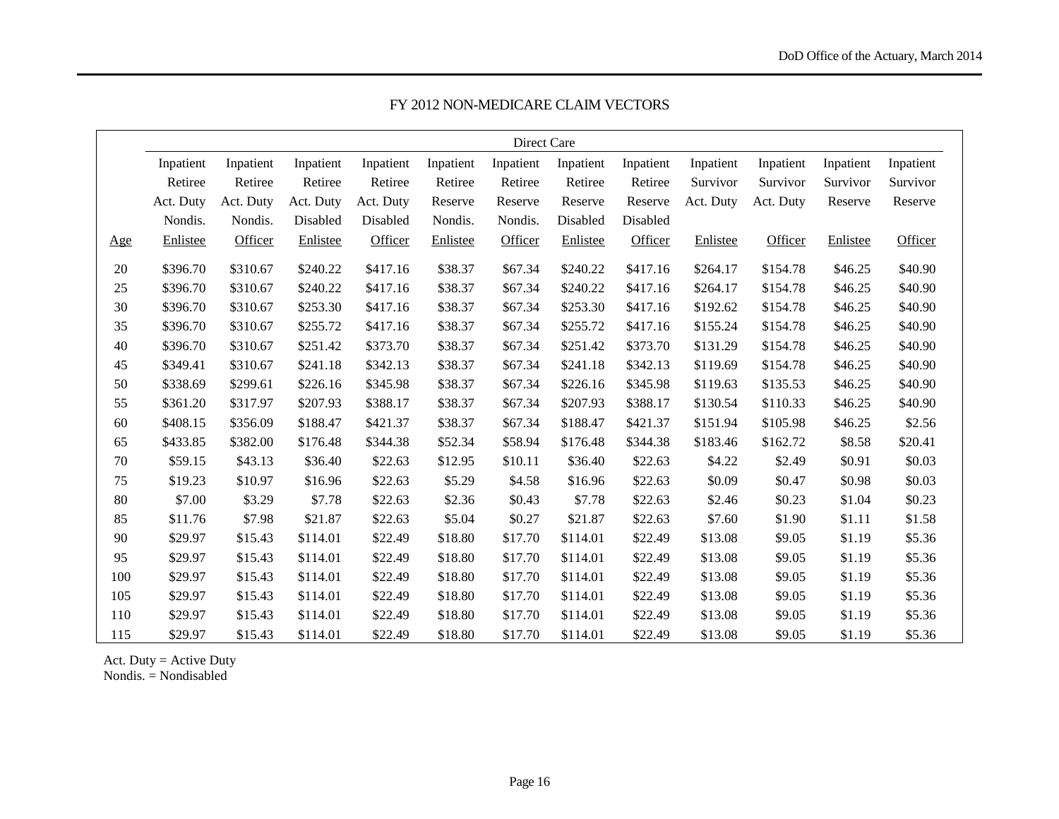## FY 2012 NON-MEDICARE CLAIM VECTORS

| | Direct Care | | | | | | | | | | | |
|---|---|---|---|---|---|---|---|---|---|---|---|---|
| Age | Inpatient Retiree Act. Duty Nondis. Enlistee | Inpatient Retiree Act. Duty Nondis. Officer | Inpatient Retiree Act. Duty Disabled Enlistee | Inpatient Retiree Act. Duty Disabled Officer | Inpatient Retiree Reserve Nondis. Enlistee | Inpatient Retiree Reserve Nondis. Officer | Inpatient Retiree Reserve Disabled Enlistee | Inpatient Retiree Reserve Disabled Officer | Inpatient Survivor Act. Duty Enlistee | Inpatient Survivor Act. Duty Officer | Inpatient Survivor Reserve Enlistee | Inpatient Survivor Reserve Officer |
| 20 | $396.70 | $310.67 | $240.22 | $417.16 | $38.37 | $67.34 | $240.22 | $417.16 | $264.17 | $154.78 | $46.25 | $40.90 |
| 25 | $396.70 | $310.67 | $240.22 | $417.16 | $38.37 | $67.34 | $240.22 | $417.16 | $264.17 | $154.78 | $46.25 | $40.90 |
| 30 | $396.70 | $310.67 | $253.30 | $417.16 | $38.37 | $67.34 | $253.30 | $417.16 | $192.62 | $154.78 | $46.25 | $40.90 |
| 35 | $396.70 | $310.67 | $255.72 | $417.16 | $38.37 | $67.34 | $255.72 | $417.16 | $155.24 | $154.78 | $46.25 | $40.90 |
| 40 | $396.70 | $310.67 | $251.42 | $373.70 | $38.37 | $67.34 | $251.42 | $373.70 | $131.29 | $154.78 | $46.25 | $40.90 |
| 45 | $349.41 | $310.67 | $241.18 | $342.13 | $38.37 | $67.34 | $241.18 | $342.13 | $119.69 | $154.78 | $46.25 | $40.90 |
| 50 | $338.69 | $299.61 | $226.16 | $345.98 | $38.37 | $67.34 | $226.16 | $345.98 | $119.63 | $135.53 | $46.25 | $40.90 |
| 55 | $361.20 | $317.97 | $207.93 | $388.17 | $38.37 | $67.34 | $207.93 | $388.17 | $130.54 | $110.33 | $46.25 | $40.90 |
| 60 | $408.15 | $356.09 | $188.47 | $421.37 | $38.37 | $67.34 | $188.47 | $421.37 | $151.94 | $105.98 | $46.25 | $2.56 |
| 65 | $433.85 | $382.00 | $176.48 | $344.38 | $52.34 | $58.94 | $176.48 | $344.38 | $183.46 | $162.72 | $8.58 | $20.41 |
| 70 | $59.15 | $43.13 | $36.40 | $22.63 | $12.95 | $10.11 | $36.40 | $22.63 | $4.22 | $2.49 | $0.91 | $0.03 |
| 75 | $19.23 | $10.97 | $16.96 | $22.63 | $5.29 | $4.58 | $16.96 | $22.63 | $0.09 | $0.47 | $0.98 | $0.03 |
| 80 | $7.00 | $3.29 | $7.78 | $22.63 | $2.36 | $0.43 | $7.78 | $22.63 | $2.46 | $0.23 | $1.04 | $0.23 |
| 85 | $11.76 | $7.98 | $21.87 | $22.63 | $5.04 | $0.27 | $21.87 | $22.63 | $7.60 | $1.90 | $1.11 | $1.58 |
| 90 | $29.97 | $15.43 | $114.01 | $22.49 | $18.80 | $17.70 | $114.01 | $22.49 | $13.08 | $9.05 | $1.19 | $5.36 |
| 95 | $29.97 | $15.43 | $114.01 | $22.49 | $18.80 | $17.70 | $114.01 | $22.49 | $13.08 | $9.05 | $1.19 | $5.36 |
| 100 | $29.97 | $15.43 | $114.01 | $22.49 | $18.80 | $17.70 | $114.01 | $22.49 | $13.08 | $9.05 | $1.19 | $5.36 |
| 105 | $29.97 | $15.43 | $114.01 | $22.49 | $18.80 | $17.70 | $114.01 | $22.49 | $13.08 | $9.05 | $1.19 | $5.36 |
| 110 | $29.97 | $15.43 | $114.01 | $22.49 | $18.80 | $17.70 | $114.01 | $22.49 | $13.08 | $9.05 | $1.19 | $5.36 |
| 115 | $29.97 | $15.43 | $114.01 | $22.49 | $18.80 | $17.70 | $114.01 | $22.49 | $13.08 | $9.05 | $1.19 | $5.36 |

Act. Duty = Active Duty
Nondis. = Nondisabled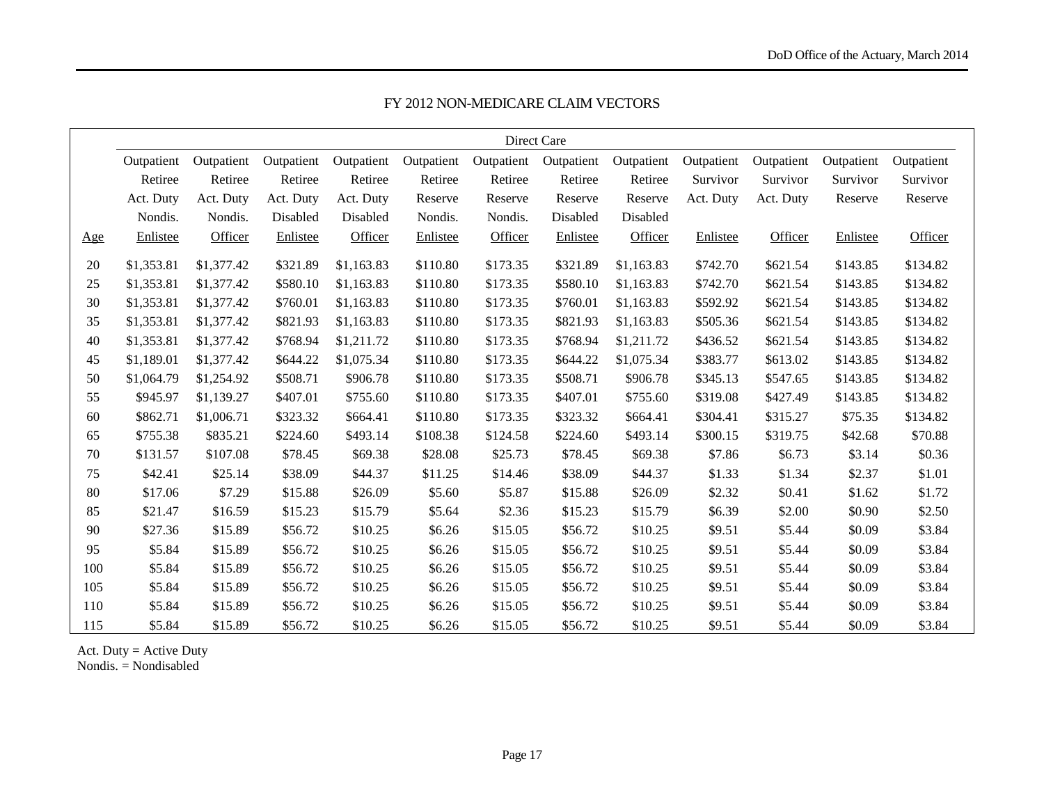## FY 2012 NON-MEDICARE CLAIM VECTORS

| | Direct Care | | | | | | | | | | | |
|---|---|---|---|---|---|---|---|---|---|---|---|---|
| Age | Outpatient Retiree Act. Duty Nondis. Enlistee | Outpatient Retiree Act. Duty Nondis. Officer | Outpatient Retiree Act. Duty Disabled Enlistee | Outpatient Retiree Act. Duty Disabled Officer | Outpatient Retiree Reserve Nondis. Enlistee | Outpatient Retiree Reserve Nondis. Officer | Outpatient Retiree Reserve Disabled Enlistee | Outpatient Retiree Reserve Disabled Officer | Outpatient Survivor Act. Duty Enlistee | Outpatient Survivor Act. Duty Officer | Outpatient Survivor Reserve Enlistee | Outpatient Survivor Reserve Officer |
| 20 | $1,353.81 | $1,377.42 | $321.89 | $1,163.83 | $110.80 | $173.35 | $321.89 | $1,163.83 | $742.70 | $621.54 | $143.85 | $134.82 |
| 25 | $1,353.81 | $1,377.42 | $580.10 | $1,163.83 | $110.80 | $173.35 | $580.10 | $1,163.83 | $742.70 | $621.54 | $143.85 | $134.82 |
| 30 | $1,353.81 | $1,377.42 | $760.01 | $1,163.83 | $110.80 | $173.35 | $760.01 | $1,163.83 | $592.92 | $621.54 | $143.85 | $134.82 |
| 35 | $1,353.81 | $1,377.42 | $821.93 | $1,163.83 | $110.80 | $173.35 | $821.93 | $1,163.83 | $505.36 | $621.54 | $143.85 | $134.82 |
| 40 | $1,353.81 | $1,377.42 | $768.94 | $1,211.72 | $110.80 | $173.35 | $768.94 | $1,211.72 | $436.52 | $621.54 | $143.85 | $134.82 |
| 45 | $1,189.01 | $1,377.42 | $644.22 | $1,075.34 | $110.80 | $173.35 | $644.22 | $1,075.34 | $383.77 | $613.02 | $143.85 | $134.82 |
| 50 | $1,064.79 | $1,254.92 | $508.71 | $906.78 | $110.80 | $173.35 | $508.71 | $906.78 | $345.13 | $547.65 | $143.85 | $134.82 |
| 55 | $945.97 | $1,139.27 | $407.01 | $755.60 | $110.80 | $173.35 | $407.01 | $755.60 | $319.08 | $427.49 | $143.85 | $134.82 |
| 60 | $862.71 | $1,006.71 | $323.32 | $664.41 | $110.80 | $173.35 | $323.32 | $664.41 | $304.41 | $315.27 | $75.35 | $134.82 |
| 65 | $755.38 | $835.21 | $224.60 | $493.14 | $108.38 | $124.58 | $224.60 | $493.14 | $300.15 | $319.75 | $42.68 | $70.88 |
| 70 | $131.57 | $107.08 | $78.45 | $69.38 | $28.08 | $25.73 | $78.45 | $69.38 | $7.86 | $6.73 | $3.14 | $0.36 |
| 75 | $42.41 | $25.14 | $38.09 | $44.37 | $11.25 | $14.46 | $38.09 | $44.37 | $1.33 | $1.34 | $2.37 | $1.01 |
| 80 | $17.06 | $7.29 | $15.88 | $26.09 | $5.60 | $5.87 | $15.88 | $26.09 | $2.32 | $0.41 | $1.62 | $1.72 |
| 85 | $21.47 | $16.59 | $15.23 | $15.79 | $5.64 | $2.36 | $15.23 | $15.79 | $6.39 | $2.00 | $0.90 | $2.50 |
| 90 | $27.36 | $15.89 | $56.72 | $10.25 | $6.26 | $15.05 | $56.72 | $10.25 | $9.51 | $5.44 | $0.09 | $3.84 |
| 95 | $5.84 | $15.89 | $56.72 | $10.25 | $6.26 | $15.05 | $56.72 | $10.25 | $9.51 | $5.44 | $0.09 | $3.84 |
| 100 | $5.84 | $15.89 | $56.72 | $10.25 | $6.26 | $15.05 | $56.72 | $10.25 | $9.51 | $5.44 | $0.09 | $3.84 |
| 105 | $5.84 | $15.89 | $56.72 | $10.25 | $6.26 | $15.05 | $56.72 | $10.25 | $9.51 | $5.44 | $0.09 | $3.84 |
| 110 | $5.84 | $15.89 | $56.72 | $10.25 | $6.26 | $15.05 | $56.72 | $10.25 | $9.51 | $5.44 | $0.09 | $3.84 |
| 115 | $5.84 | $15.89 | $56.72 | $10.25 | $6.26 | $15.05 | $56.72 | $10.25 | $9.51 | $5.44 | $0.09 | $3.84 |

Act. Duty = Active Duty
Nondis. = Nondisabled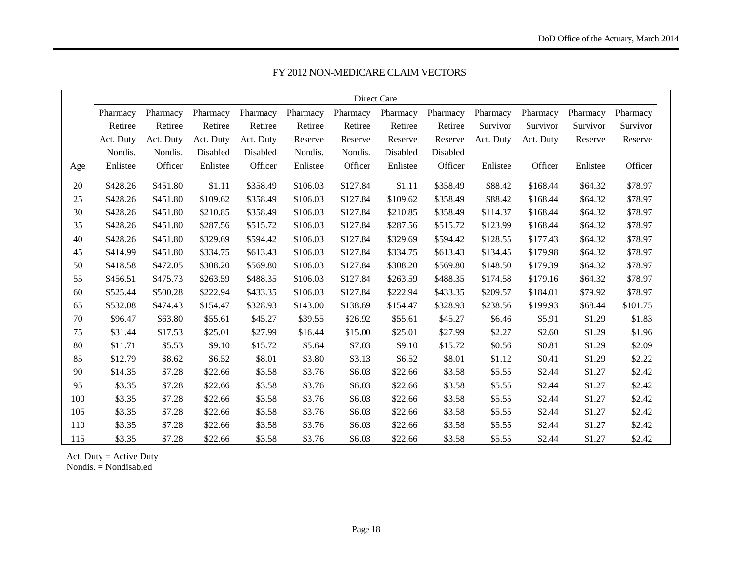## FY 2012 NON-MEDICARE CLAIM VECTORS

| | Direct Care | | | | | | | | | | | |
|---|---|---|---|---|---|---|---|---|---|---|---|---|
| Age | Pharmacy Retiree Act. Duty Nondis. Enlistee | Pharmacy Retiree Act. Duty Nondis. Officer | Pharmacy Retiree Act. Duty Disabled Enlistee | Pharmacy Retiree Act. Duty Disabled Officer | Pharmacy Retiree Reserve Nondis. Enlistee | Pharmacy Retiree Reserve Nondis. Officer | Pharmacy Retiree Reserve Disabled Enlistee | Pharmacy Retiree Reserve Disabled Officer | Pharmacy Survivor Act. Duty Enlistee | Pharmacy Survivor Act. Duty Officer | Pharmacy Survivor Reserve Enlistee | Pharmacy Survivor Reserve Officer |
| 20 | $428.26 | $451.80 | $1.11 | $358.49 | $106.03 | $127.84 | $1.11 | $358.49 | $88.42 | $168.44 | $64.32 | $78.97 |
| 25 | $428.26 | $451.80 | $109.62 | $358.49 | $106.03 | $127.84 | $109.62 | $358.49 | $88.42 | $168.44 | $64.32 | $78.97 |
| 30 | $428.26 | $451.80 | $210.85 | $358.49 | $106.03 | $127.84 | $210.85 | $358.49 | $114.37 | $168.44 | $64.32 | $78.97 |
| 35 | $428.26 | $451.80 | $287.56 | $515.72 | $106.03 | $127.84 | $287.56 | $515.72 | $123.99 | $168.44 | $64.32 | $78.97 |
| 40 | $428.26 | $451.80 | $329.69 | $594.42 | $106.03 | $127.84 | $329.69 | $594.42 | $128.55 | $177.43 | $64.32 | $78.97 |
| 45 | $414.99 | $451.80 | $334.75 | $613.43 | $106.03 | $127.84 | $334.75 | $613.43 | $134.45 | $179.98 | $64.32 | $78.97 |
| 50 | $418.58 | $472.05 | $308.20 | $569.80 | $106.03 | $127.84 | $308.20 | $569.80 | $148.50 | $179.39 | $64.32 | $78.97 |
| 55 | $456.51 | $475.73 | $263.59 | $488.35 | $106.03 | $127.84 | $263.59 | $488.35 | $174.58 | $179.16 | $64.32 | $78.97 |
| 60 | $525.44 | $500.28 | $222.94 | $433.35 | $106.03 | $127.84 | $222.94 | $433.35 | $209.57 | $184.01 | $79.92 | $78.97 |
| 65 | $532.08 | $474.43 | $154.47 | $328.93 | $143.00 | $138.69 | $154.47 | $328.93 | $238.56 | $199.93 | $68.44 | $101.75 |
| 70 | $96.47 | $63.80 | $55.61 | $45.27 | $39.55 | $26.92 | $55.61 | $45.27 | $6.46 | $5.91 | $1.29 | $1.83 |
| 75 | $31.44 | $17.53 | $25.01 | $27.99 | $16.44 | $15.00 | $25.01 | $27.99 | $2.27 | $2.60 | $1.29 | $1.96 |
| 80 | $11.71 | $5.53 | $9.10 | $15.72 | $5.64 | $7.03 | $9.10 | $15.72 | $0.56 | $0.81 | $1.29 | $2.09 |
| 85 | $12.79 | $8.62 | $6.52 | $8.01 | $3.80 | $3.13 | $6.52 | $8.01 | $1.12 | $0.41 | $1.29 | $2.22 |
| 90 | $14.35 | $7.28 | $22.66 | $3.58 | $3.76 | $6.03 | $22.66 | $3.58 | $5.55 | $2.44 | $1.27 | $2.42 |
| 95 | $3.35 | $7.28 | $22.66 | $3.58 | $3.76 | $6.03 | $22.66 | $3.58 | $5.55 | $2.44 | $1.27 | $2.42 |
| 100 | $3.35 | $7.28 | $22.66 | $3.58 | $3.76 | $6.03 | $22.66 | $3.58 | $5.55 | $2.44 | $1.27 | $2.42 |
| 105 | $3.35 | $7.28 | $22.66 | $3.58 | $3.76 | $6.03 | $22.66 | $3.58 | $5.55 | $2.44 | $1.27 | $2.42 |
| 110 | $3.35 | $7.28 | $22.66 | $3.58 | $3.76 | $6.03 | $22.66 | $3.58 | $5.55 | $2.44 | $1.27 | $2.42 |
| 115 | $3.35 | $7.28 | $22.66 | $3.58 | $3.76 | $6.03 | $22.66 | $3.58 | $5.55 | $2.44 | $1.27 | $2.42 |

Act. Duty = Active Duty
Nondis. = Nondisabled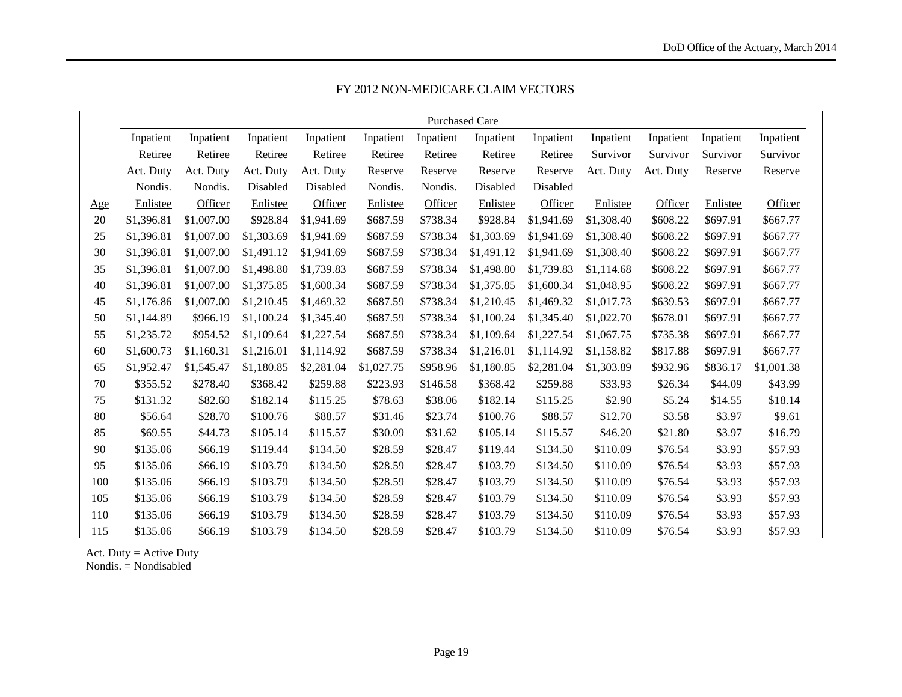## FY 2012 NON-MEDICARE CLAIM VECTORS

| | Purchased Care | | | | | | | | | | | |
|---|---|---|---|---|---|---|---|---|---|---|---|---|
| | Inpatient Retiree Act. Duty Nondis. | Inpatient Retiree Act. Duty Nondis. | Inpatient Retiree Act. Duty Disabled | Inpatient Retiree Act. Duty Disabled | Inpatient Retiree Reserve Nondis. | Inpatient Retiree Reserve Nondis. | Inpatient Retiree Reserve Disabled | Inpatient Retiree Reserve Disabled | Inpatient Survivor Act. Duty | Inpatient Survivor Act. Duty | Inpatient Survivor Reserve | Inpatient Survivor Reserve |
| Age | Enlistee | Officer | Enlistee | Officer | Enlistee | Officer | Enlistee | Officer | Enlistee | Officer | Enlistee | Officer |
| 20 | $1,396.81 | $1,007.00 | $928.84 | $1,941.69 | $687.59 | $738.34 | $928.84 | $1,941.69 | $1,308.40 | $608.22 | $697.91 | $667.77 |
| 25 | $1,396.81 | $1,007.00 | $1,303.69 | $1,941.69 | $687.59 | $738.34 | $1,303.69 | $1,941.69 | $1,308.40 | $608.22 | $697.91 | $667.77 |
| 30 | $1,396.81 | $1,007.00 | $1,491.12 | $1,941.69 | $687.59 | $738.34 | $1,491.12 | $1,941.69 | $1,308.40 | $608.22 | $697.91 | $667.77 |
| 35 | $1,396.81 | $1,007.00 | $1,498.80 | $1,739.83 | $687.59 | $738.34 | $1,498.80 | $1,739.83 | $1,114.68 | $608.22 | $697.91 | $667.77 |
| 40 | $1,396.81 | $1,007.00 | $1,375.85 | $1,600.34 | $687.59 | $738.34 | $1,375.85 | $1,600.34 | $1,048.95 | $608.22 | $697.91 | $667.77 |
| 45 | $1,176.86 | $1,007.00 | $1,210.45 | $1,469.32 | $687.59 | $738.34 | $1,210.45 | $1,469.32 | $1,017.73 | $639.53 | $697.91 | $667.77 |
| 50 | $1,144.89 | $966.19 | $1,100.24 | $1,345.40 | $687.59 | $738.34 | $1,100.24 | $1,345.40 | $1,022.70 | $678.01 | $697.91 | $667.77 |
| 55 | $1,235.72 | $954.52 | $1,109.64 | $1,227.54 | $687.59 | $738.34 | $1,109.64 | $1,227.54 | $1,067.75 | $735.38 | $697.91 | $667.77 |
| 60 | $1,600.73 | $1,160.31 | $1,216.01 | $1,114.92 | $687.59 | $738.34 | $1,216.01 | $1,114.92 | $1,158.82 | $817.88 | $697.91 | $667.77 |
| 65 | $1,952.47 | $1,545.47 | $1,180.85 | $2,281.04 | $1,027.75 | $958.96 | $1,180.85 | $2,281.04 | $1,303.89 | $932.96 | $836.17 | $1,001.38 |
| 70 | $355.52 | $278.40 | $368.42 | $259.88 | $223.93 | $146.58 | $368.42 | $259.88 | $33.93 | $26.34 | $44.09 | $43.99 |
| 75 | $131.32 | $82.60 | $182.14 | $115.25 | $78.63 | $38.06 | $182.14 | $115.25 | $2.90 | $5.24 | $14.55 | $18.14 |
| 80 | $56.64 | $28.70 | $100.76 | $88.57 | $31.46 | $23.74 | $100.76 | $88.57 | $12.70 | $3.58 | $3.97 | $9.61 |
| 85 | $69.55 | $44.73 | $105.14 | $115.57 | $30.09 | $31.62 | $105.14 | $115.57 | $46.20 | $21.80 | $3.97 | $16.79 |
| 90 | $135.06 | $66.19 | $119.44 | $134.50 | $28.59 | $28.47 | $119.44 | $134.50 | $110.09 | $76.54 | $3.93 | $57.93 |
| 95 | $135.06 | $66.19 | $103.79 | $134.50 | $28.59 | $28.47 | $103.79 | $134.50 | $110.09 | $76.54 | $3.93 | $57.93 |
| 100 | $135.06 | $66.19 | $103.79 | $134.50 | $28.59 | $28.47 | $103.79 | $134.50 | $110.09 | $76.54 | $3.93 | $57.93 |
| 105 | $135.06 | $66.19 | $103.79 | $134.50 | $28.59 | $28.47 | $103.79 | $134.50 | $110.09 | $76.54 | $3.93 | $57.93 |
| 110 | $135.06 | $66.19 | $103.79 | $134.50 | $28.59 | $28.47 | $103.79 | $134.50 | $110.09 | $76.54 | $3.93 | $57.93 |
| 115 | $135.06 | $66.19 | $103.79 | $134.50 | $28.59 | $28.47 | $103.79 | $134.50 | $110.09 | $76.54 | $3.93 | $57.93 |

Act. Duty = Active Duty
Nondis. = Nondisabled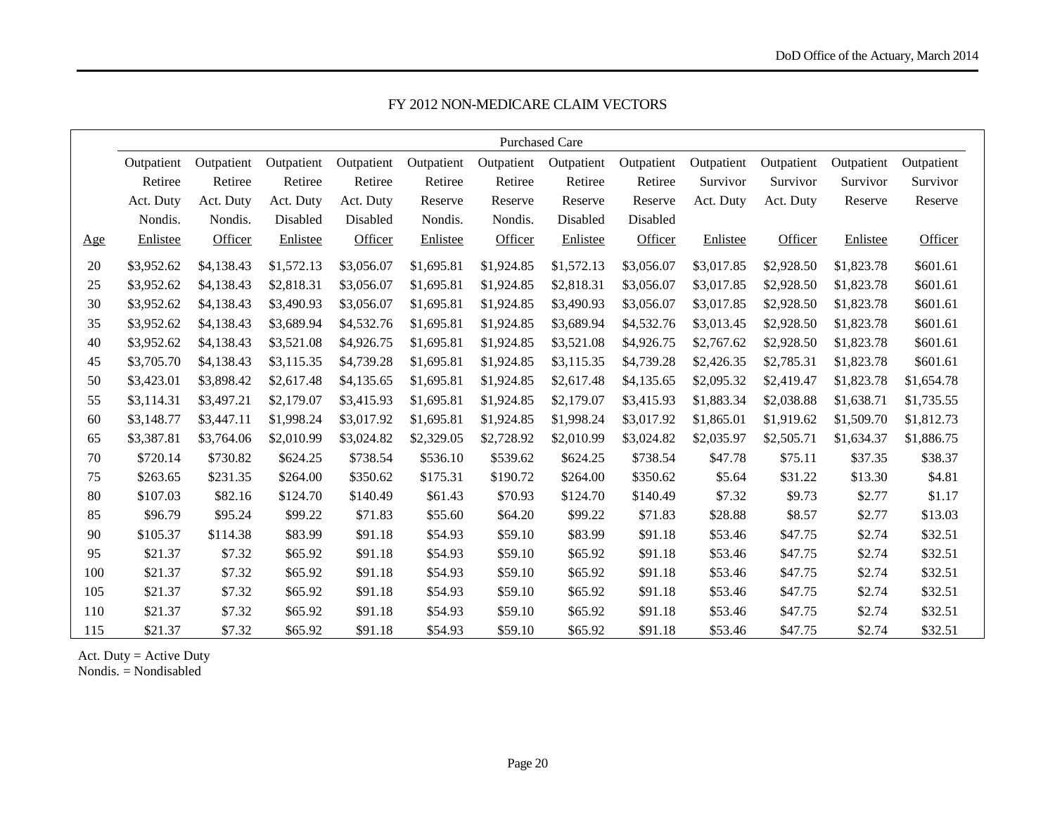## FY 2012 NON-MEDICARE CLAIM VECTORS

| | Purchased Care | | | | | | | | | | | |
|---|---|---|---|---|---|---|---|---|---|---|---|---|
| Age | Outpatient Retiree Act. Duty Nondis. Enlistee | Outpatient Retiree Act. Duty Nondis. Officer | Outpatient Retiree Act. Duty Disabled Enlistee | Outpatient Retiree Act. Duty Disabled Officer | Outpatient Retiree Reserve Nondis. Enlistee | Outpatient Retiree Reserve Nondis. Officer | Outpatient Retiree Reserve Disabled Enlistee | Outpatient Retiree Reserve Disabled Officer | Outpatient Survivor Act. Duty Enlistee | Outpatient Survivor Act. Duty Officer | Outpatient Survivor Reserve Enlistee | Outpatient Survivor Reserve Officer |
| 20 | $3,952.62 | $4,138.43 | $1,572.13 | $3,056.07 | $1,695.81 | $1,924.85 | $1,572.13 | $3,056.07 | $3,017.85 | $2,928.50 | $1,823.78 | $601.61 |
| 25 | $3,952.62 | $4,138.43 | $2,818.31 | $3,056.07 | $1,695.81 | $1,924.85 | $2,818.31 | $3,056.07 | $3,017.85 | $2,928.50 | $1,823.78 | $601.61 |
| 30 | $3,952.62 | $4,138.43 | $3,490.93 | $3,056.07 | $1,695.81 | $1,924.85 | $3,490.93 | $3,056.07 | $3,017.85 | $2,928.50 | $1,823.78 | $601.61 |
| 35 | $3,952.62 | $4,138.43 | $3,689.94 | $4,532.76 | $1,695.81 | $1,924.85 | $3,689.94 | $4,532.76 | $3,013.45 | $2,928.50 | $1,823.78 | $601.61 |
| 40 | $3,952.62 | $4,138.43 | $3,521.08 | $4,926.75 | $1,695.81 | $1,924.85 | $3,521.08 | $4,926.75 | $2,767.62 | $2,928.50 | $1,823.78 | $601.61 |
| 45 | $3,705.70 | $4,138.43 | $3,115.35 | $4,739.28 | $1,695.81 | $1,924.85 | $3,115.35 | $4,739.28 | $2,426.35 | $2,785.31 | $1,823.78 | $601.61 |
| 50 | $3,423.01 | $3,898.42 | $2,617.48 | $4,135.65 | $1,695.81 | $1,924.85 | $2,617.48 | $4,135.65 | $2,095.32 | $2,419.47 | $1,823.78 | $1,654.78 |
| 55 | $3,114.31 | $3,497.21 | $2,179.07 | $3,415.93 | $1,695.81 | $1,924.85 | $2,179.07 | $3,415.93 | $1,883.34 | $2,038.88 | $1,638.71 | $1,735.55 |
| 60 | $3,148.77 | $3,447.11 | $1,998.24 | $3,017.92 | $1,695.81 | $1,924.85 | $1,998.24 | $3,017.92 | $1,865.01 | $1,919.62 | $1,509.70 | $1,812.73 |
| 65 | $3,387.81 | $3,764.06 | $2,010.99 | $3,024.82 | $2,329.05 | $2,728.92 | $2,010.99 | $3,024.82 | $2,035.97 | $2,505.71 | $1,634.37 | $1,886.75 |
| 70 | $720.14 | $730.82 | $624.25 | $738.54 | $536.10 | $539.62 | $624.25 | $738.54 | $47.78 | $75.11 | $37.35 | $38.37 |
| 75 | $263.65 | $231.35 | $264.00 | $350.62 | $175.31 | $190.72 | $264.00 | $350.62 | $5.64 | $31.22 | $13.30 | $4.81 |
| 80 | $107.03 | $82.16 | $124.70 | $140.49 | $61.43 | $70.93 | $124.70 | $140.49 | $7.32 | $9.73 | $2.77 | $1.17 |
| 85 | $96.79 | $95.24 | $99.22 | $71.83 | $55.60 | $64.20 | $99.22 | $71.83 | $28.88 | $8.57 | $2.77 | $13.03 |
| 90 | $105.37 | $114.38 | $83.99 | $91.18 | $54.93 | $59.10 | $83.99 | $91.18 | $53.46 | $47.75 | $2.74 | $32.51 |
| 95 | $21.37 | $7.32 | $65.92 | $91.18 | $54.93 | $59.10 | $65.92 | $91.18 | $53.46 | $47.75 | $2.74 | $32.51 |
| 100 | $21.37 | $7.32 | $65.92 | $91.18 | $54.93 | $59.10 | $65.92 | $91.18 | $53.46 | $47.75 | $2.74 | $32.51 |
| 105 | $21.37 | $7.32 | $65.92 | $91.18 | $54.93 | $59.10 | $65.92 | $91.18 | $53.46 | $47.75 | $2.74 | $32.51 |
| 110 | $21.37 | $7.32 | $65.92 | $91.18 | $54.93 | $59.10 | $65.92 | $91.18 | $53.46 | $47.75 | $2.74 | $32.51 |
| 115 | $21.37 | $7.32 | $65.92 | $91.18 | $54.93 | $59.10 | $65.92 | $91.18 | $53.46 | $47.75 | $2.74 | $32.51 |

Act. Duty = Active Duty
Nondis. = Nondisabled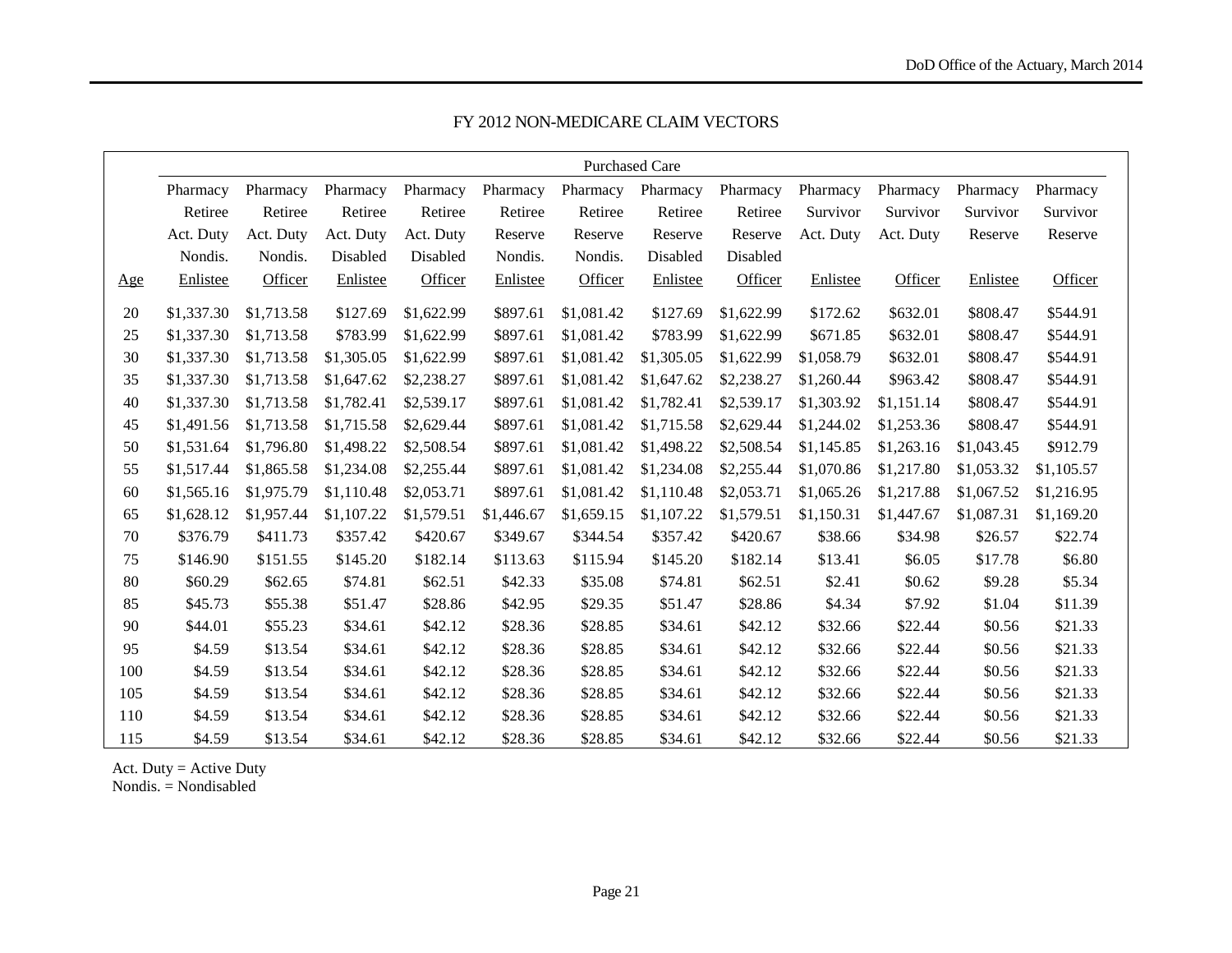## FY 2012 NON-MEDICARE CLAIM VECTORS

| | Purchased Care | | | | | | | | | | | |
|---|---|---|---|---|---|---|---|---|---|---|---|---|
| Age | Pharmacy Retiree Act. Duty Nondis. Enlistee | Pharmacy Retiree Act. Duty Nondis. Officer | Pharmacy Retiree Act. Duty Disabled Enlistee | Pharmacy Retiree Act. Duty Disabled Officer | Pharmacy Retiree Reserve Nondis. Enlistee | Pharmacy Retiree Reserve Nondis. Officer | Pharmacy Retiree Reserve Disabled Enlistee | Pharmacy Retiree Reserve Disabled Officer | Pharmacy Survivor Act. Duty Enlistee | Pharmacy Survivor Act. Duty Officer | Pharmacy Survivor Reserve Enlistee | Pharmacy Survivor Reserve Officer |
| 20 | $1,337.30 | $1,713.58 | $127.69 | $1,622.99 | $897.61 | $1,081.42 | $127.69 | $1,622.99 | $172.62 | $632.01 | $808.47 | $544.91 |
| 25 | $1,337.30 | $1,713.58 | $783.99 | $1,622.99 | $897.61 | $1,081.42 | $783.99 | $1,622.99 | $671.85 | $632.01 | $808.47 | $544.91 |
| 30 | $1,337.30 | $1,713.58 | $1,305.05 | $1,622.99 | $897.61 | $1,081.42 | $1,305.05 | $1,622.99 | $1,058.79 | $632.01 | $808.47 | $544.91 |
| 35 | $1,337.30 | $1,713.58 | $1,647.62 | $2,238.27 | $897.61 | $1,081.42 | $1,647.62 | $2,238.27 | $1,260.44 | $963.42 | $808.47 | $544.91 |
| 40 | $1,337.30 | $1,713.58 | $1,782.41 | $2,539.17 | $897.61 | $1,081.42 | $1,782.41 | $2,539.17 | $1,303.92 | $1,151.14 | $808.47 | $544.91 |
| 45 | $1,491.56 | $1,713.58 | $1,715.58 | $2,629.44 | $897.61 | $1,081.42 | $1,715.58 | $2,629.44 | $1,244.02 | $1,253.36 | $808.47 | $544.91 |
| 50 | $1,531.64 | $1,796.80 | $1,498.22 | $2,508.54 | $897.61 | $1,081.42 | $1,498.22 | $2,508.54 | $1,145.85 | $1,263.16 | $1,043.45 | $912.79 |
| 55 | $1,517.44 | $1,865.58 | $1,234.08 | $2,255.44 | $897.61 | $1,081.42 | $1,234.08 | $2,255.44 | $1,070.86 | $1,217.80 | $1,053.32 | $1,105.57 |
| 60 | $1,565.16 | $1,975.79 | $1,110.48 | $2,053.71 | $897.61 | $1,081.42 | $1,110.48 | $2,053.71 | $1,065.26 | $1,217.88 | $1,067.52 | $1,216.95 |
| 65 | $1,628.12 | $1,957.44 | $1,107.22 | $1,579.51 | $1,446.67 | $1,659.15 | $1,107.22 | $1,579.51 | $1,150.31 | $1,447.67 | $1,087.31 | $1,169.20 |
| 70 | $376.79 | $411.73 | $357.42 | $420.67 | $349.67 | $344.54 | $357.42 | $420.67 | $38.66 | $34.98 | $26.57 | $22.74 |
| 75 | $146.90 | $151.55 | $145.20 | $182.14 | $113.63 | $115.94 | $145.20 | $182.14 | $13.41 | $6.05 | $17.78 | $6.80 |
| 80 | $60.29 | $62.65 | $74.81 | $62.51 | $42.33 | $35.08 | $74.81 | $62.51 | $2.41 | $0.62 | $9.28 | $5.34 |
| 85 | $45.73 | $55.38 | $51.47 | $28.86 | $42.95 | $29.35 | $51.47 | $28.86 | $4.34 | $7.92 | $1.04 | $11.39 |
| 90 | $44.01 | $55.23 | $34.61 | $42.12 | $28.36 | $28.85 | $34.61 | $42.12 | $32.66 | $22.44 | $0.56 | $21.33 |
| 95 | $4.59 | $13.54 | $34.61 | $42.12 | $28.36 | $28.85 | $34.61 | $42.12 | $32.66 | $22.44 | $0.56 | $21.33 |
| 100 | $4.59 | $13.54 | $34.61 | $42.12 | $28.36 | $28.85 | $34.61 | $42.12 | $32.66 | $22.44 | $0.56 | $21.33 |
| 105 | $4.59 | $13.54 | $34.61 | $42.12 | $28.36 | $28.85 | $34.61 | $42.12 | $32.66 | $22.44 | $0.56 | $21.33 |
| 110 | $4.59 | $13.54 | $34.61 | $42.12 | $28.36 | $28.85 | $34.61 | $42.12 | $32.66 | $22.44 | $0.56 | $21.33 |
| 115 | $4.59 | $13.54 | $34.61 | $42.12 | $28.36 | $28.85 | $34.61 | $42.12 | $32.66 | $22.44 | $0.56 | $21.33 |

Act. Duty = Active Duty
Nondis. = Nondisabled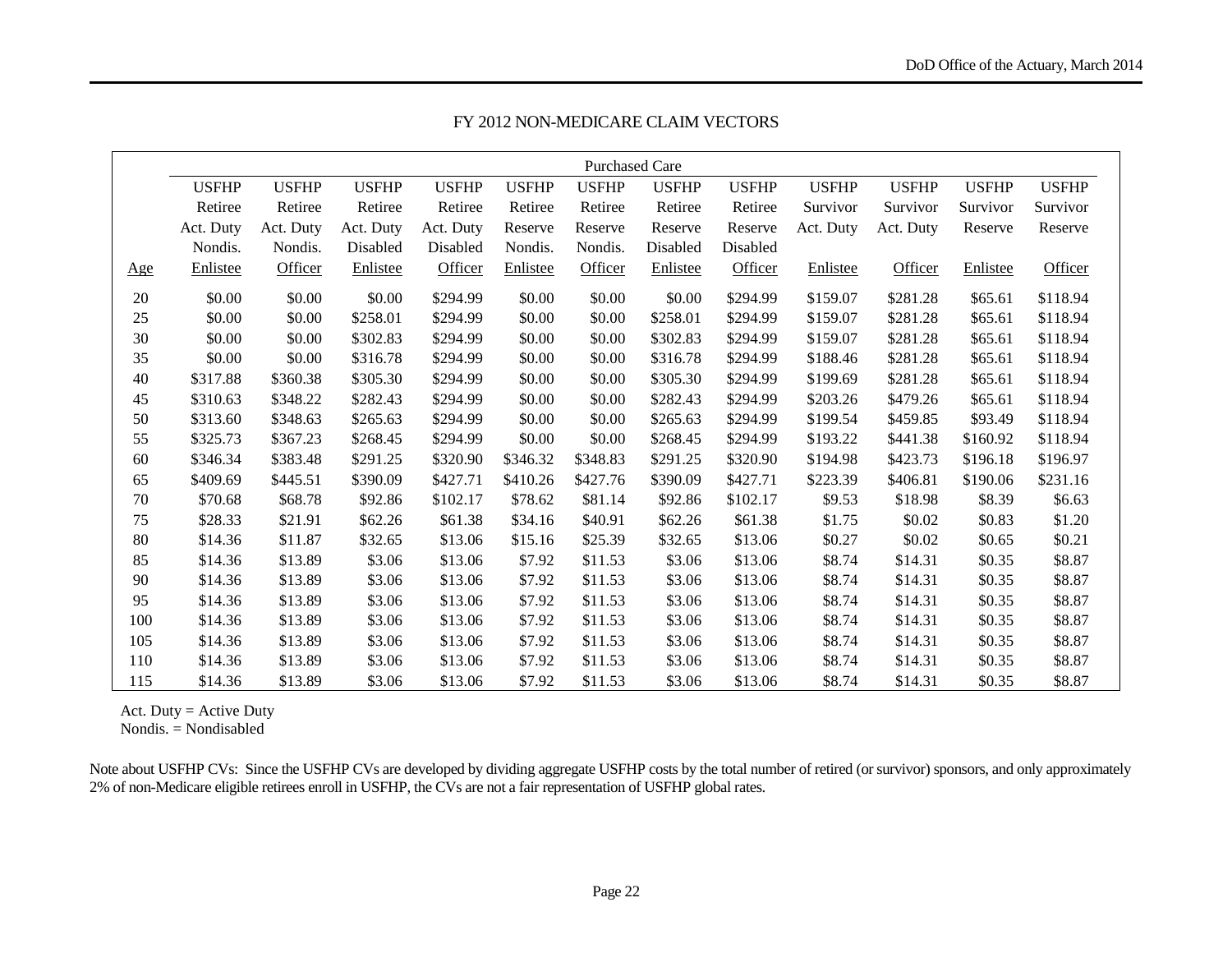## FY 2012 NON-MEDICARE CLAIM VECTORS

| | Purchased Care | | | | | | | | | | | |
|---|---|---|---|---|---|---|---|---|---|---|---|---|
| Age | USFHP Retiree Act. Duty Nondis. Enlistee | USFHP Retiree Act. Duty Nondis. Officer | USFHP Retiree Act. Duty Disabled Enlistee | USFHP Retiree Act. Duty Disabled Officer | USFHP Retiree Reserve Nondis. Enlistee | USFHP Retiree Reserve Nondis. Officer | USFHP Retiree Reserve Disabled Enlistee | USFHP Retiree Reserve Disabled Officer | USFHP Survivor Act. Duty Enlistee | USFHP Survivor Act. Duty Officer | USFHP Survivor Reserve Enlistee | USFHP Survivor Reserve Officer |
| 20 | $0.00 | $0.00 | $0.00 | $294.99 | $0.00 | $0.00 | $0.00 | $294.99 | $159.07 | $281.28 | $65.61 | $118.94 |
| 25 | $0.00 | $0.00 | $258.01 | $294.99 | $0.00 | $0.00 | $258.01 | $294.99 | $159.07 | $281.28 | $65.61 | $118.94 |
| 30 | $0.00 | $0.00 | $302.83 | $294.99 | $0.00 | $0.00 | $302.83 | $294.99 | $159.07 | $281.28 | $65.61 | $118.94 |
| 35 | $0.00 | $0.00 | $316.78 | $294.99 | $0.00 | $0.00 | $316.78 | $294.99 | $188.46 | $281.28 | $65.61 | $118.94 |
| 40 | $317.88 | $360.38 | $305.30 | $294.99 | $0.00 | $0.00 | $305.30 | $294.99 | $199.69 | $281.28 | $65.61 | $118.94 |
| 45 | $310.63 | $348.22 | $282.43 | $294.99 | $0.00 | $0.00 | $282.43 | $294.99 | $203.26 | $479.26 | $65.61 | $118.94 |
| 50 | $313.60 | $348.63 | $265.63 | $294.99 | $0.00 | $0.00 | $265.63 | $294.99 | $199.54 | $459.85 | $93.49 | $118.94 |
| 55 | $325.73 | $367.23 | $268.45 | $294.99 | $0.00 | $0.00 | $268.45 | $294.99 | $193.22 | $441.38 | $160.92 | $118.94 |
| 60 | $346.34 | $383.48 | $291.25 | $320.90 | $346.32 | $348.83 | $291.25 | $320.90 | $194.98 | $423.73 | $196.18 | $196.97 |
| 65 | $409.69 | $445.51 | $390.09 | $427.71 | $410.26 | $427.76 | $390.09 | $427.71 | $223.39 | $406.81 | $190.06 | $231.16 |
| 70 | $70.68 | $68.78 | $92.86 | $102.17 | $78.62 | $81.14 | $92.86 | $102.17 | $9.53 | $18.98 | $8.39 | $6.63 |
| 75 | $28.33 | $21.91 | $62.26 | $61.38 | $34.16 | $40.91 | $62.26 | $61.38 | $1.75 | $0.02 | $0.83 | $1.20 |
| 80 | $14.36 | $11.87 | $32.65 | $13.06 | $15.16 | $25.39 | $32.65 | $13.06 | $0.27 | $0.02 | $0.65 | $0.21 |
| 85 | $14.36 | $13.89 | $3.06 | $13.06 | $7.92 | $11.53 | $3.06 | $13.06 | $8.74 | $14.31 | $0.35 | $8.87 |
| 90 | $14.36 | $13.89 | $3.06 | $13.06 | $7.92 | $11.53 | $3.06 | $13.06 | $8.74 | $14.31 | $0.35 | $8.87 |
| 95 | $14.36 | $13.89 | $3.06 | $13.06 | $7.92 | $11.53 | $3.06 | $13.06 | $8.74 | $14.31 | $0.35 | $8.87 |
| 100 | $14.36 | $13.89 | $3.06 | $13.06 | $7.92 | $11.53 | $3.06 | $13.06 | $8.74 | $14.31 | $0.35 | $8.87 |
| 105 | $14.36 | $13.89 | $3.06 | $13.06 | $7.92 | $11.53 | $3.06 | $13.06 | $8.74 | $14.31 | $0.35 | $8.87 |
| 110 | $14.36 | $13.89 | $3.06 | $13.06 | $7.92 | $11.53 | $3.06 | $13.06 | $8.74 | $14.31 | $0.35 | $8.87 |
| 115 | $14.36 | $13.89 | $3.06 | $13.06 | $7.92 | $11.53 | $3.06 | $13.06 | $8.74 | $14.31 | $0.35 | $8.87 |

Act. Duty = Active Duty
Nondis. = Nondisabled

Note about USFHP CVs: Since the USFHP CVs are developed by dividing aggregate USFHP costs by the total number of retired (or survivor) sponsors, and only approximately 2% of non-Medicare eligible retirees enroll in USFHP, the CVs are not a fair representation of USFHP global rates.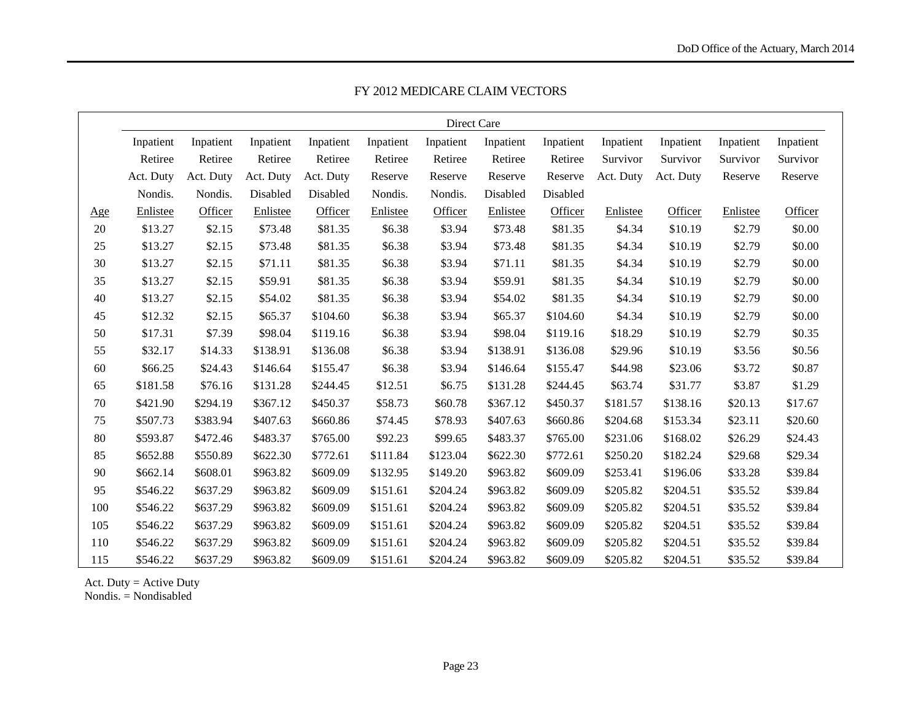## FY 2012 MEDICARE CLAIM VECTORS

| | Direct Care | | | | | | | | | | | |
|---|---|---|---|---|---|---|---|---|---|---|---|---|
| Age | Inpatient Retiree Act. Duty Nondis. Enlistee | Inpatient Retiree Act. Duty Nondis. Officer | Inpatient Retiree Act. Duty Disabled Enlistee | Inpatient Retiree Act. Duty Disabled Officer | Inpatient Retiree Reserve Nondis. Enlistee | Inpatient Retiree Reserve Nondis. Officer | Inpatient Retiree Reserve Disabled Enlistee | Inpatient Retiree Reserve Disabled Officer | Inpatient Survivor Act. Duty Enlistee | Inpatient Survivor Act. Duty Officer | Inpatient Survivor Reserve Enlistee | Inpatient Survivor Reserve Officer |
| 20 | $13.27 | $2.15 | $73.48 | $81.35 | $6.38 | $3.94 | $73.48 | $81.35 | $4.34 | $10.19 | $2.79 | $0.00 |
| 25 | $13.27 | $2.15 | $73.48 | $81.35 | $6.38 | $3.94 | $73.48 | $81.35 | $4.34 | $10.19 | $2.79 | $0.00 |
| 30 | $13.27 | $2.15 | $71.11 | $81.35 | $6.38 | $3.94 | $71.11 | $81.35 | $4.34 | $10.19 | $2.79 | $0.00 |
| 35 | $13.27 | $2.15 | $59.91 | $81.35 | $6.38 | $3.94 | $59.91 | $81.35 | $4.34 | $10.19 | $2.79 | $0.00 |
| 40 | $13.27 | $2.15 | $54.02 | $81.35 | $6.38 | $3.94 | $54.02 | $81.35 | $4.34 | $10.19 | $2.79 | $0.00 |
| 45 | $12.32 | $2.15 | $65.37 | $104.60 | $6.38 | $3.94 | $65.37 | $104.60 | $4.34 | $10.19 | $2.79 | $0.00 |
| 50 | $17.31 | $7.39 | $98.04 | $119.16 | $6.38 | $3.94 | $98.04 | $119.16 | $18.29 | $10.19 | $2.79 | $0.35 |
| 55 | $32.17 | $14.33 | $138.91 | $136.08 | $6.38 | $3.94 | $138.91 | $136.08 | $29.96 | $10.19 | $3.56 | $0.56 |
| 60 | $66.25 | $24.43 | $146.64 | $155.47 | $6.38 | $3.94 | $146.64 | $155.47 | $44.98 | $23.06 | $3.72 | $0.87 |
| 65 | $181.58 | $76.16 | $131.28 | $244.45 | $12.51 | $6.75 | $131.28 | $244.45 | $63.74 | $31.77 | $3.87 | $1.29 |
| 70 | $421.90 | $294.19 | $367.12 | $450.37 | $58.73 | $60.78 | $367.12 | $450.37 | $181.57 | $138.16 | $20.13 | $17.67 |
| 75 | $507.73 | $383.94 | $407.63 | $660.86 | $74.45 | $78.93 | $407.63 | $660.86 | $204.68 | $153.34 | $23.11 | $20.60 |
| 80 | $593.87 | $472.46 | $483.37 | $765.00 | $92.23 | $99.65 | $483.37 | $765.00 | $231.06 | $168.02 | $26.29 | $24.43 |
| 85 | $652.88 | $550.89 | $622.30 | $772.61 | $111.84 | $123.04 | $622.30 | $772.61 | $250.20 | $182.24 | $29.68 | $29.34 |
| 90 | $662.14 | $608.01 | $963.82 | $609.09 | $132.95 | $149.20 | $963.82 | $609.09 | $253.41 | $196.06 | $33.28 | $39.84 |
| 95 | $546.22 | $637.29 | $963.82 | $609.09 | $151.61 | $204.24 | $963.82 | $609.09 | $205.82 | $204.51 | $35.52 | $39.84 |
| 100 | $546.22 | $637.29 | $963.82 | $609.09 | $151.61 | $204.24 | $963.82 | $609.09 | $205.82 | $204.51 | $35.52 | $39.84 |
| 105 | $546.22 | $637.29 | $963.82 | $609.09 | $151.61 | $204.24 | $963.82 | $609.09 | $205.82 | $204.51 | $35.52 | $39.84 |
| 110 | $546.22 | $637.29 | $963.82 | $609.09 | $151.61 | $204.24 | $963.82 | $609.09 | $205.82 | $204.51 | $35.52 | $39.84 |
| 115 | $546.22 | $637.29 | $963.82 | $609.09 | $151.61 | $204.24 | $963.82 | $609.09 | $205.82 | $204.51 | $35.52 | $39.84 |

Act. Duty = Active Duty
Nondis. = Nondisabled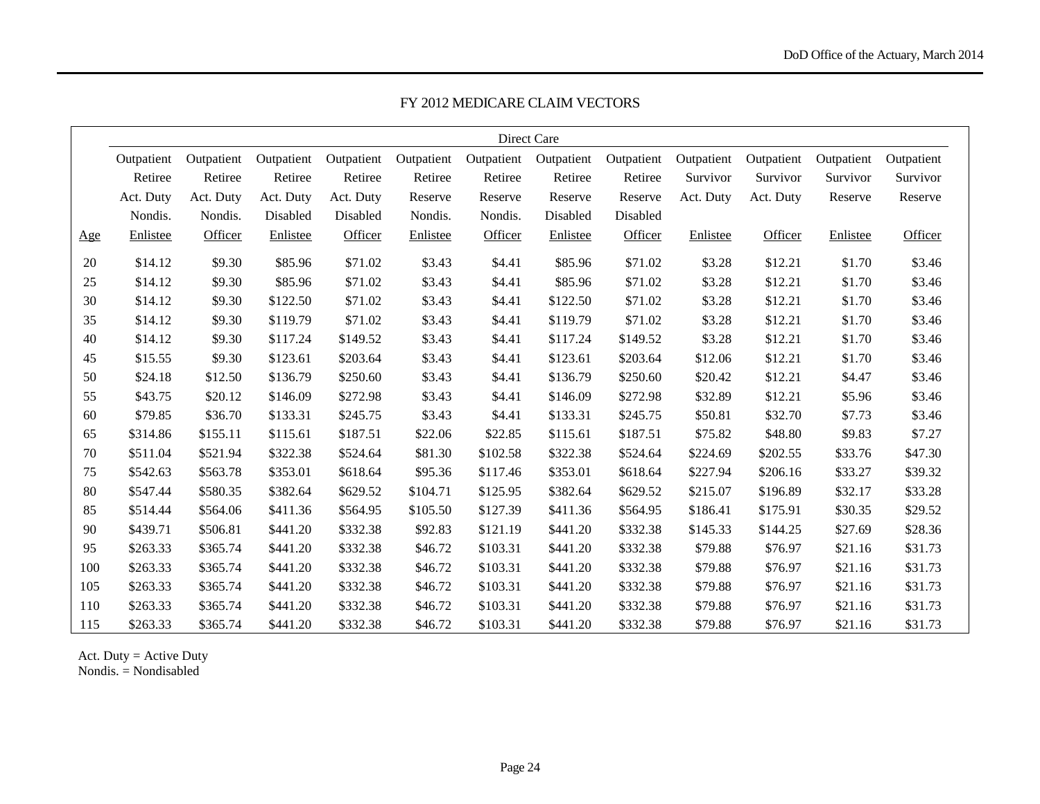## FY 2012 MEDICARE CLAIM VECTORS

| | Direct Care | | | | | | | | | | | |
|---|---|---|---|---|---|---|---|---|---|---|---|---|
| Age | Outpatient Retiree Act. Duty Nondis. Enlistee | Outpatient Retiree Act. Duty Nondis. Officer | Outpatient Retiree Act. Duty Disabled Enlistee | Outpatient Retiree Act. Duty Disabled Officer | Outpatient Retiree Reserve Nondis. Enlistee | Outpatient Retiree Reserve Nondis. Officer | Outpatient Retiree Reserve Disabled Enlistee | Outpatient Retiree Reserve Disabled Officer | Outpatient Survivor Act. Duty Enlistee | Outpatient Survivor Act. Duty Officer | Outpatient Survivor Reserve Enlistee | Outpatient Survivor Reserve Officer |
| 20 | $14.12 | $9.30 | $85.96 | $71.02 | $3.43 | $4.41 | $85.96 | $71.02 | $3.28 | $12.21 | $1.70 | $3.46 |
| 25 | $14.12 | $9.30 | $85.96 | $71.02 | $3.43 | $4.41 | $85.96 | $71.02 | $3.28 | $12.21 | $1.70 | $3.46 |
| 30 | $14.12 | $9.30 | $122.50 | $71.02 | $3.43 | $4.41 | $122.50 | $71.02 | $3.28 | $12.21 | $1.70 | $3.46 |
| 35 | $14.12 | $9.30 | $119.79 | $71.02 | $3.43 | $4.41 | $119.79 | $71.02 | $3.28 | $12.21 | $1.70 | $3.46 |
| 40 | $14.12 | $9.30 | $117.24 | $149.52 | $3.43 | $4.41 | $117.24 | $149.52 | $3.28 | $12.21 | $1.70 | $3.46 |
| 45 | $15.55 | $9.30 | $123.61 | $203.64 | $3.43 | $4.41 | $123.61 | $203.64 | $12.06 | $12.21 | $1.70 | $3.46 |
| 50 | $24.18 | $12.50 | $136.79 | $250.60 | $3.43 | $4.41 | $136.79 | $250.60 | $20.42 | $12.21 | $4.47 | $3.46 |
| 55 | $43.75 | $20.12 | $146.09 | $272.98 | $3.43 | $4.41 | $146.09 | $272.98 | $32.89 | $12.21 | $5.96 | $3.46 |
| 60 | $79.85 | $36.70 | $133.31 | $245.75 | $3.43 | $4.41 | $133.31 | $245.75 | $50.81 | $32.70 | $7.73 | $3.46 |
| 65 | $314.86 | $155.11 | $115.61 | $187.51 | $22.06 | $22.85 | $115.61 | $187.51 | $75.82 | $48.80 | $9.83 | $7.27 |
| 70 | $511.04 | $521.94 | $322.38 | $524.64 | $81.30 | $102.58 | $322.38 | $524.64 | $224.69 | $202.55 | $33.76 | $47.30 |
| 75 | $542.63 | $563.78 | $353.01 | $618.64 | $95.36 | $117.46 | $353.01 | $618.64 | $227.94 | $206.16 | $33.27 | $39.32 |
| 80 | $547.44 | $580.35 | $382.64 | $629.52 | $104.71 | $125.95 | $382.64 | $629.52 | $215.07 | $196.89 | $32.17 | $33.28 |
| 85 | $514.44 | $564.06 | $411.36 | $564.95 | $105.50 | $127.39 | $411.36 | $564.95 | $186.41 | $175.91 | $30.35 | $29.52 |
| 90 | $439.71 | $506.81 | $441.20 | $332.38 | $92.83 | $121.19 | $441.20 | $332.38 | $145.33 | $144.25 | $27.69 | $28.36 |
| 95 | $263.33 | $365.74 | $441.20 | $332.38 | $46.72 | $103.31 | $441.20 | $332.38 | $79.88 | $76.97 | $21.16 | $31.73 |
| 100 | $263.33 | $365.74 | $441.20 | $332.38 | $46.72 | $103.31 | $441.20 | $332.38 | $79.88 | $76.97 | $21.16 | $31.73 |
| 105 | $263.33 | $365.74 | $441.20 | $332.38 | $46.72 | $103.31 | $441.20 | $332.38 | $79.88 | $76.97 | $21.16 | $31.73 |
| 110 | $263.33 | $365.74 | $441.20 | $332.38 | $46.72 | $103.31 | $441.20 | $332.38 | $79.88 | $76.97 | $21.16 | $31.73 |
| 115 | $263.33 | $365.74 | $441.20 | $332.38 | $46.72 | $103.31 | $441.20 | $332.38 | $79.88 | $76.97 | $21.16 | $31.73 |

Act. Duty = Active Duty
Nondis. = Nondisabled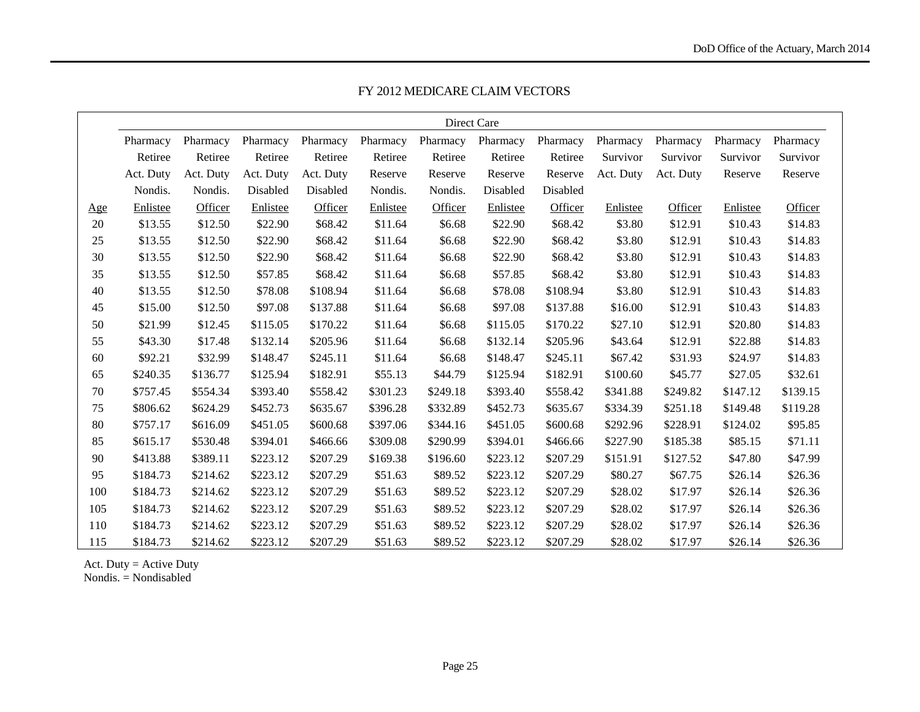## FY 2012 MEDICARE CLAIM VECTORS

| | Direct Care | | | | | | | | | | | |
|---|---|---|---|---|---|---|---|---|---|---|---|---|
| Age | Pharmacy Retiree Act. Duty Nondis. Enlistee | Pharmacy Retiree Act. Duty Nondis. Officer | Pharmacy Retiree Act. Duty Disabled Enlistee | Pharmacy Retiree Act. Duty Disabled Officer | Pharmacy Retiree Reserve Nondis. Enlistee | Pharmacy Retiree Reserve Nondis. Officer | Pharmacy Retiree Reserve Disabled Enlistee | Pharmacy Retiree Reserve Disabled Officer | Pharmacy Survivor Act. Duty Enlistee | Pharmacy Survivor Act. Duty Officer | Pharmacy Survivor Reserve Enlistee | Pharmacy Survivor Reserve Officer |
| 20 | $13.55 | $12.50 | $22.90 | $68.42 | $11.64 | $6.68 | $22.90 | $68.42 | $3.80 | $12.91 | $10.43 | $14.83 |
| 25 | $13.55 | $12.50 | $22.90 | $68.42 | $11.64 | $6.68 | $22.90 | $68.42 | $3.80 | $12.91 | $10.43 | $14.83 |
| 30 | $13.55 | $12.50 | $22.90 | $68.42 | $11.64 | $6.68 | $22.90 | $68.42 | $3.80 | $12.91 | $10.43 | $14.83 |
| 35 | $13.55 | $12.50 | $57.85 | $68.42 | $11.64 | $6.68 | $57.85 | $68.42 | $3.80 | $12.91 | $10.43 | $14.83 |
| 40 | $13.55 | $12.50 | $78.08 | $108.94 | $11.64 | $6.68 | $78.08 | $108.94 | $3.80 | $12.91 | $10.43 | $14.83 |
| 45 | $15.00 | $12.50 | $97.08 | $137.88 | $11.64 | $6.68 | $97.08 | $137.88 | $16.00 | $12.91 | $10.43 | $14.83 |
| 50 | $21.99 | $12.45 | $115.05 | $170.22 | $11.64 | $6.68 | $115.05 | $170.22 | $27.10 | $12.91 | $20.80 | $14.83 |
| 55 | $43.30 | $17.48 | $132.14 | $205.96 | $11.64 | $6.68 | $132.14 | $205.96 | $43.64 | $12.91 | $22.88 | $14.83 |
| 60 | $92.21 | $32.99 | $148.47 | $245.11 | $11.64 | $6.68 | $148.47 | $245.11 | $67.42 | $31.93 | $24.97 | $14.83 |
| 65 | $240.35 | $136.77 | $125.94 | $182.91 | $55.13 | $44.79 | $125.94 | $182.91 | $100.60 | $45.77 | $27.05 | $32.61 |
| 70 | $757.45 | $554.34 | $393.40 | $558.42 | $301.23 | $249.18 | $393.40 | $558.42 | $341.88 | $249.82 | $147.12 | $139.15 |
| 75 | $806.62 | $624.29 | $452.73 | $635.67 | $396.28 | $332.89 | $452.73 | $635.67 | $334.39 | $251.18 | $149.48 | $119.28 |
| 80 | $757.17 | $616.09 | $451.05 | $600.68 | $397.06 | $344.16 | $451.05 | $600.68 | $292.96 | $228.91 | $124.02 | $95.85 |
| 85 | $615.17 | $530.48 | $394.01 | $466.66 | $309.08 | $290.99 | $394.01 | $466.66 | $227.90 | $185.38 | $85.15 | $71.11 |
| 90 | $413.88 | $389.11 | $223.12 | $207.29 | $169.38 | $196.60 | $223.12 | $207.29 | $151.91 | $127.52 | $47.80 | $47.99 |
| 95 | $184.73 | $214.62 | $223.12 | $207.29 | $51.63 | $89.52 | $223.12 | $207.29 | $80.27 | $67.75 | $26.14 | $26.36 |
| 100 | $184.73 | $214.62 | $223.12 | $207.29 | $51.63 | $89.52 | $223.12 | $207.29 | $28.02 | $17.97 | $26.14 | $26.36 |
| 105 | $184.73 | $214.62 | $223.12 | $207.29 | $51.63 | $89.52 | $223.12 | $207.29 | $28.02 | $17.97 | $26.14 | $26.36 |
| 110 | $184.73 | $214.62 | $223.12 | $207.29 | $51.63 | $89.52 | $223.12 | $207.29 | $28.02 | $17.97 | $26.14 | $26.36 |
| 115 | $184.73 | $214.62 | $223.12 | $207.29 | $51.63 | $89.52 | $223.12 | $207.29 | $28.02 | $17.97 | $26.14 | $26.36 |

Act. Duty = Active Duty
Nondis. = Nondisabled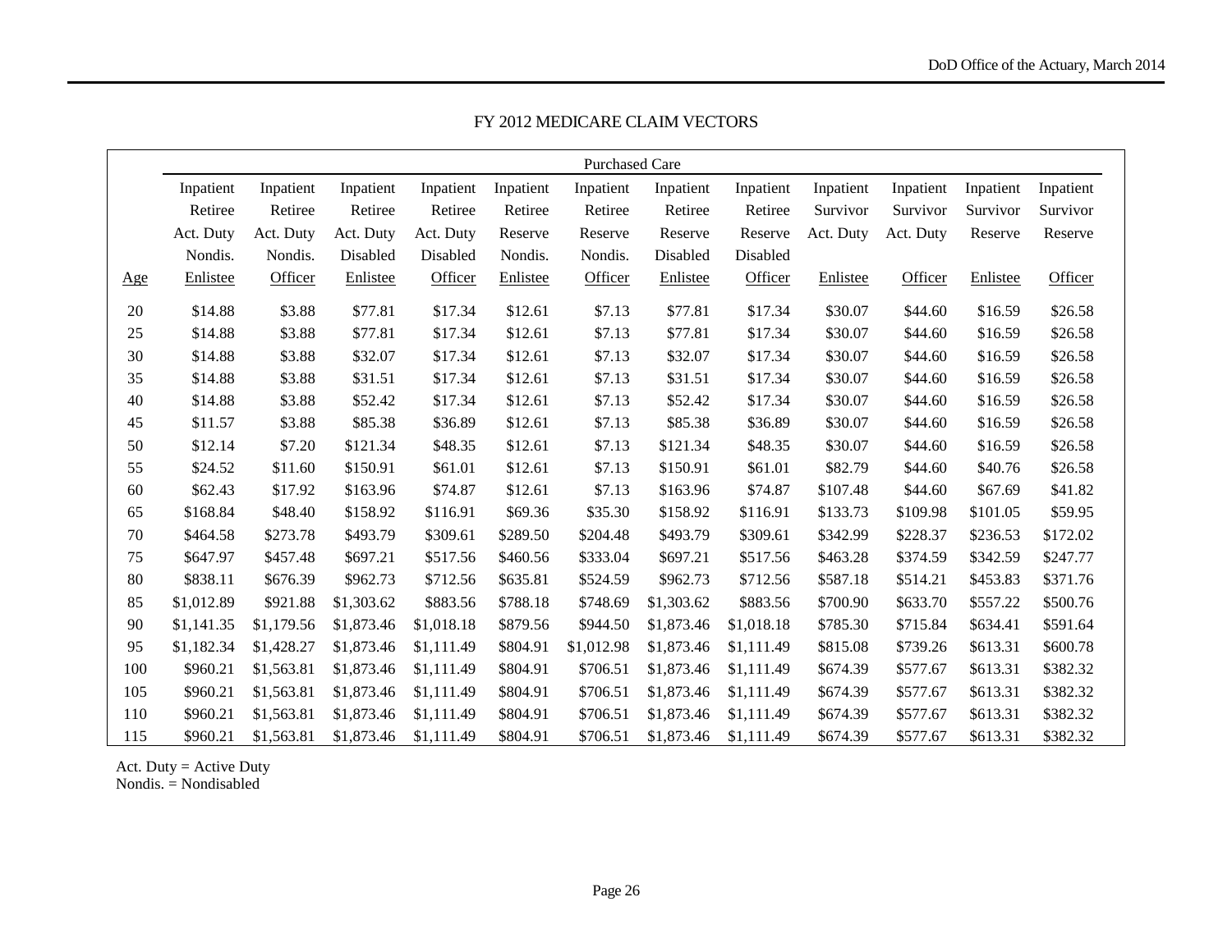## FY 2012 MEDICARE CLAIM VECTORS

| | Purchased Care | | | | | | | | | | | |
|---|---|---|---|---|---|---|---|---|---|---|---|---|
| Age | Inpatient Retiree Act. Duty Nondis. Enlistee | Inpatient Retiree Act. Duty Nondis. Officer | Inpatient Retiree Act. Duty Disabled Enlistee | Inpatient Retiree Act. Duty Disabled Officer | Inpatient Retiree Reserve Nondis. Enlistee | Inpatient Retiree Reserve Nondis. Officer | Inpatient Retiree Reserve Disabled Enlistee | Inpatient Retiree Reserve Disabled Officer | Inpatient Survivor Act. Duty Enlistee | Inpatient Survivor Act. Duty Officer | Inpatient Survivor Reserve Enlistee | Inpatient Survivor Reserve Officer |
| 20 | $14.88 | $3.88 | $77.81 | $17.34 | $12.61 | $7.13 | $77.81 | $17.34 | $30.07 | $44.60 | $16.59 | $26.58 |
| 25 | $14.88 | $3.88 | $77.81 | $17.34 | $12.61 | $7.13 | $77.81 | $17.34 | $30.07 | $44.60 | $16.59 | $26.58 |
| 30 | $14.88 | $3.88 | $32.07 | $17.34 | $12.61 | $7.13 | $32.07 | $17.34 | $30.07 | $44.60 | $16.59 | $26.58 |
| 35 | $14.88 | $3.88 | $31.51 | $17.34 | $12.61 | $7.13 | $31.51 | $17.34 | $30.07 | $44.60 | $16.59 | $26.58 |
| 40 | $14.88 | $3.88 | $52.42 | $17.34 | $12.61 | $7.13 | $52.42 | $17.34 | $30.07 | $44.60 | $16.59 | $26.58 |
| 45 | $11.57 | $3.88 | $85.38 | $36.89 | $12.61 | $7.13 | $85.38 | $36.89 | $30.07 | $44.60 | $16.59 | $26.58 |
| 50 | $12.14 | $7.20 | $121.34 | $48.35 | $12.61 | $7.13 | $121.34 | $48.35 | $30.07 | $44.60 | $16.59 | $26.58 |
| 55 | $24.52 | $11.60 | $150.91 | $61.01 | $12.61 | $7.13 | $150.91 | $61.01 | $82.79 | $44.60 | $40.76 | $26.58 |
| 60 | $62.43 | $17.92 | $163.96 | $74.87 | $12.61 | $7.13 | $163.96 | $74.87 | $107.48 | $44.60 | $67.69 | $41.82 |
| 65 | $168.84 | $48.40 | $158.92 | $116.91 | $69.36 | $35.30 | $158.92 | $116.91 | $133.73 | $109.98 | $101.05 | $59.95 |
| 70 | $464.58 | $273.78 | $493.79 | $309.61 | $289.50 | $204.48 | $493.79 | $309.61 | $342.99 | $228.37 | $236.53 | $172.02 |
| 75 | $647.97 | $457.48 | $697.21 | $517.56 | $460.56 | $333.04 | $697.21 | $517.56 | $463.28 | $374.59 | $342.59 | $247.77 |
| 80 | $838.11 | $676.39 | $962.73 | $712.56 | $635.81 | $524.59 | $962.73 | $712.56 | $587.18 | $514.21 | $453.83 | $371.76 |
| 85 | $1,012.89 | $921.88 | $1,303.62 | $883.56 | $788.18 | $748.69 | $1,303.62 | $883.56 | $700.90 | $633.70 | $557.22 | $500.76 |
| 90 | $1,141.35 | $1,179.56 | $1,873.46 | $1,018.18 | $879.56 | $944.50 | $1,873.46 | $1,018.18 | $785.30 | $715.84 | $634.41 | $591.64 |
| 95 | $1,182.34 | $1,428.27 | $1,873.46 | $1,111.49 | $804.91 | $1,012.98 | $1,873.46 | $1,111.49 | $815.08 | $739.26 | $613.31 | $600.78 |
| 100 | $960.21 | $1,563.81 | $1,873.46 | $1,111.49 | $804.91 | $706.51 | $1,873.46 | $1,111.49 | $674.39 | $577.67 | $613.31 | $382.32 |
| 105 | $960.21 | $1,563.81 | $1,873.46 | $1,111.49 | $804.91 | $706.51 | $1,873.46 | $1,111.49 | $674.39 | $577.67 | $613.31 | $382.32 |
| 110 | $960.21 | $1,563.81 | $1,873.46 | $1,111.49 | $804.91 | $706.51 | $1,873.46 | $1,111.49 | $674.39 | $577.67 | $613.31 | $382.32 |
| 115 | $960.21 | $1,563.81 | $1,873.46 | $1,111.49 | $804.91 | $706.51 | $1,873.46 | $1,111.49 | $674.39 | $577.67 | $613.31 | $382.32 |

Act. Duty = Active Duty
Nondis. = Nondisabled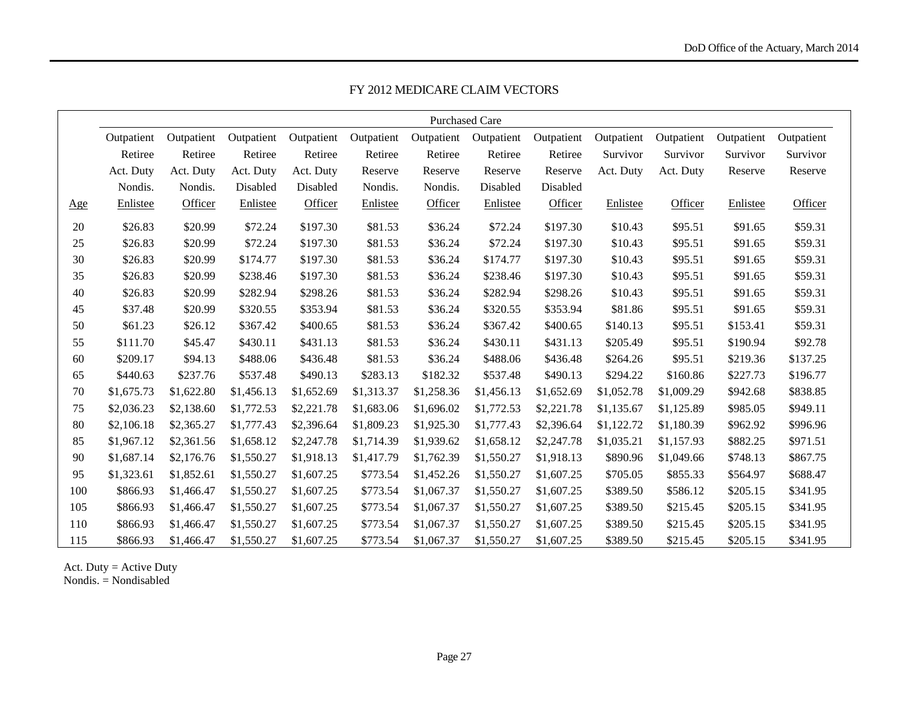## FY 2012 MEDICARE CLAIM VECTORS

| | Purchased Care | | | | | | | | | | | |
|---|---|---|---|---|---|---|---|---|---|---|---|---|
| Age | Outpatient Retiree Act. Duty Nondis. Enlistee | Outpatient Retiree Act. Duty Nondis. Officer | Outpatient Retiree Act. Duty Disabled Enlistee | Outpatient Retiree Act. Duty Disabled Officer | Outpatient Retiree Reserve Nondis. Enlistee | Outpatient Retiree Reserve Nondis. Officer | Outpatient Retiree Reserve Disabled Enlistee | Outpatient Retiree Reserve Disabled Officer | Outpatient Survivor Act. Duty Enlistee | Outpatient Survivor Act. Duty Officer | Outpatient Survivor Reserve Enlistee | Outpatient Survivor Reserve Officer |
| 20 | $26.83 | $20.99 | $72.24 | $197.30 | $81.53 | $36.24 | $72.24 | $197.30 | $10.43 | $95.51 | $91.65 | $59.31 |
| 25 | $26.83 | $20.99 | $72.24 | $197.30 | $81.53 | $36.24 | $72.24 | $197.30 | $10.43 | $95.51 | $91.65 | $59.31 |
| 30 | $26.83 | $20.99 | $174.77 | $197.30 | $81.53 | $36.24 | $174.77 | $197.30 | $10.43 | $95.51 | $91.65 | $59.31 |
| 35 | $26.83 | $20.99 | $238.46 | $197.30 | $81.53 | $36.24 | $238.46 | $197.30 | $10.43 | $95.51 | $91.65 | $59.31 |
| 40 | $26.83 | $20.99 | $282.94 | $298.26 | $81.53 | $36.24 | $282.94 | $298.26 | $10.43 | $95.51 | $91.65 | $59.31 |
| 45 | $37.48 | $20.99 | $320.55 | $353.94 | $81.53 | $36.24 | $320.55 | $353.94 | $81.86 | $95.51 | $91.65 | $59.31 |
| 50 | $61.23 | $26.12 | $367.42 | $400.65 | $81.53 | $36.24 | $367.42 | $400.65 | $140.13 | $95.51 | $153.41 | $59.31 |
| 55 | $111.70 | $45.47 | $430.11 | $431.13 | $81.53 | $36.24 | $430.11 | $431.13 | $205.49 | $95.51 | $190.94 | $92.78 |
| 60 | $209.17 | $94.13 | $488.06 | $436.48 | $81.53 | $36.24 | $488.06 | $436.48 | $264.26 | $95.51 | $219.36 | $137.25 |
| 65 | $440.63 | $237.76 | $537.48 | $490.13 | $283.13 | $182.32 | $537.48 | $490.13 | $294.22 | $160.86 | $227.73 | $196.77 |
| 70 | $1,675.73 | $1,622.80 | $1,456.13 | $1,652.69 | $1,313.37 | $1,258.36 | $1,456.13 | $1,652.69 | $1,052.78 | $1,009.29 | $942.68 | $838.85 |
| 75 | $2,036.23 | $2,138.60 | $1,772.53 | $2,221.78 | $1,683.06 | $1,696.02 | $1,772.53 | $2,221.78 | $1,135.67 | $1,125.89 | $985.05 | $949.11 |
| 80 | $2,106.18 | $2,365.27 | $1,777.43 | $2,396.64 | $1,809.23 | $1,925.30 | $1,777.43 | $2,396.64 | $1,122.72 | $1,180.39 | $962.92 | $996.96 |
| 85 | $1,967.12 | $2,361.56 | $1,658.12 | $2,247.78 | $1,714.39 | $1,939.62 | $1,658.12 | $2,247.78 | $1,035.21 | $1,157.93 | $882.25 | $971.51 |
| 90 | $1,687.14 | $2,176.76 | $1,550.27 | $1,918.13 | $1,417.79 | $1,762.39 | $1,550.27 | $1,918.13 | $890.96 | $1,049.66 | $748.13 | $867.75 |
| 95 | $1,323.61 | $1,852.61 | $1,550.27 | $1,607.25 | $773.54 | $1,452.26 | $1,550.27 | $1,607.25 | $705.05 | $855.33 | $564.97 | $688.47 |
| 100 | $866.93 | $1,466.47 | $1,550.27 | $1,607.25 | $773.54 | $1,067.37 | $1,550.27 | $1,607.25 | $389.50 | $586.12 | $205.15 | $341.95 |
| 105 | $866.93 | $1,466.47 | $1,550.27 | $1,607.25 | $773.54 | $1,067.37 | $1,550.27 | $1,607.25 | $389.50 | $215.45 | $205.15 | $341.95 |
| 110 | $866.93 | $1,466.47 | $1,550.27 | $1,607.25 | $773.54 | $1,067.37 | $1,550.27 | $1,607.25 | $389.50 | $215.45 | $205.15 | $341.95 |
| 115 | $866.93 | $1,466.47 | $1,550.27 | $1,607.25 | $773.54 | $1,067.37 | $1,550.27 | $1,607.25 | $389.50 | $215.45 | $205.15 | $341.95 |

Act. Duty = Active Duty
Nondis. = Nondisabled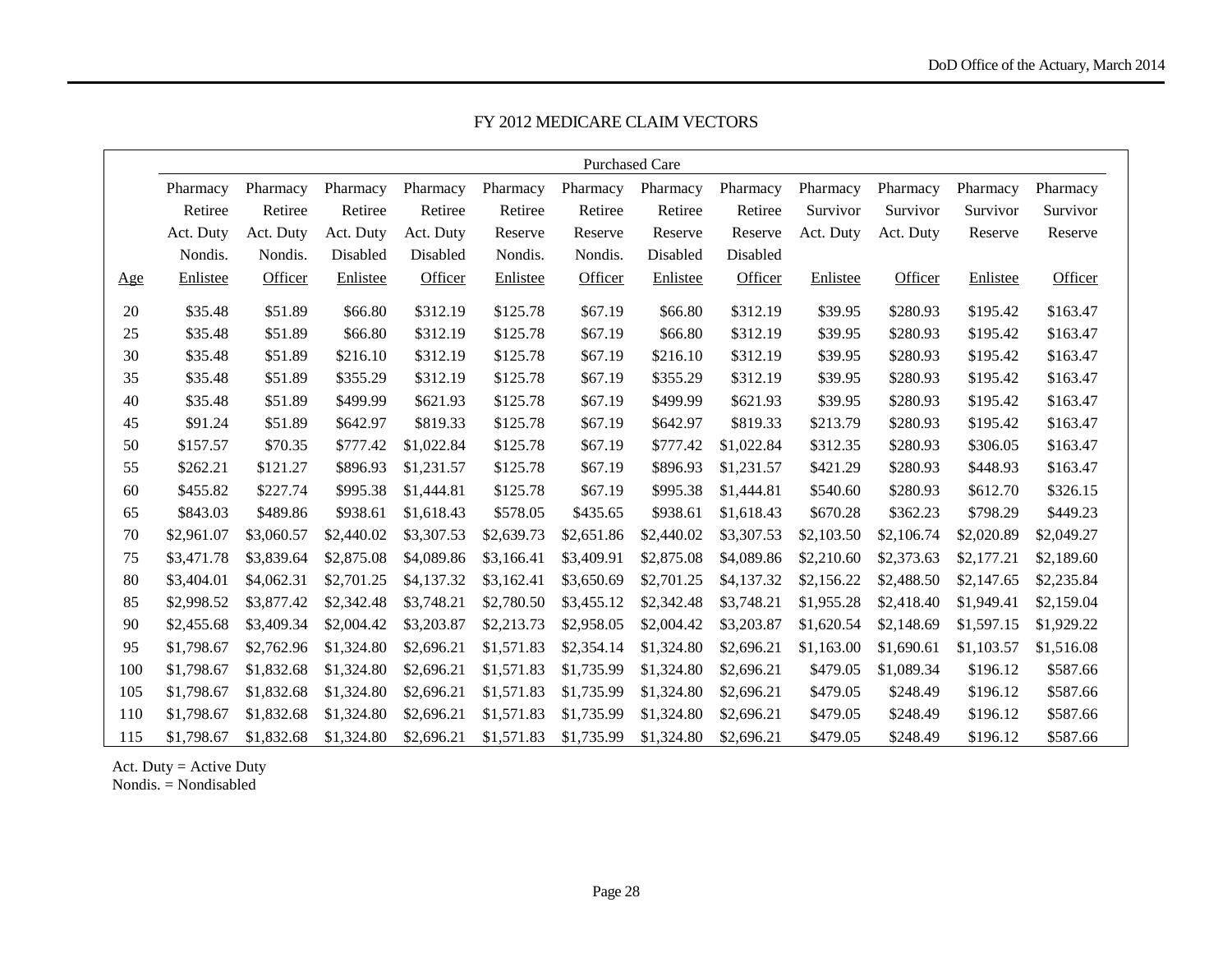## FY 2012 MEDICARE CLAIM VECTORS

| | Purchased Care | | | | | | | | | | | |
|---|---|---|---|---|---|---|---|---|---|---|---|---|
| Age | Pharmacy Retiree Act. Duty Nondis. Enlistee | Pharmacy Retiree Act. Duty Nondis. Officer | Pharmacy Retiree Act. Duty Disabled Enlistee | Pharmacy Retiree Act. Duty Disabled Officer | Pharmacy Retiree Reserve Nondis. Enlistee | Pharmacy Retiree Reserve Nondis. Officer | Pharmacy Retiree Reserve Disabled Enlistee | Pharmacy Retiree Reserve Disabled Officer | Pharmacy Survivor Act. Duty Enlistee | Pharmacy Survivor Act. Duty Officer | Pharmacy Survivor Reserve Enlistee | Pharmacy Survivor Reserve Officer |
| 20 | $35.48 | $51.89 | $66.80 | $312.19 | $125.78 | $67.19 | $66.80 | $312.19 | $39.95 | $280.93 | $195.42 | $163.47 |
| 25 | $35.48 | $51.89 | $66.80 | $312.19 | $125.78 | $67.19 | $66.80 | $312.19 | $39.95 | $280.93 | $195.42 | $163.47 |
| 30 | $35.48 | $51.89 | $216.10 | $312.19 | $125.78 | $67.19 | $216.10 | $312.19 | $39.95 | $280.93 | $195.42 | $163.47 |
| 35 | $35.48 | $51.89 | $355.29 | $312.19 | $125.78 | $67.19 | $355.29 | $312.19 | $39.95 | $280.93 | $195.42 | $163.47 |
| 40 | $35.48 | $51.89 | $499.99 | $621.93 | $125.78 | $67.19 | $499.99 | $621.93 | $39.95 | $280.93 | $195.42 | $163.47 |
| 45 | $91.24 | $51.89 | $642.97 | $819.33 | $125.78 | $67.19 | $642.97 | $819.33 | $213.79 | $280.93 | $195.42 | $163.47 |
| 50 | $157.57 | $70.35 | $777.42 | $1,022.84 | $125.78 | $67.19 | $777.42 | $1,022.84 | $312.35 | $280.93 | $306.05 | $163.47 |
| 55 | $262.21 | $121.27 | $896.93 | $1,231.57 | $125.78 | $67.19 | $896.93 | $1,231.57 | $421.29 | $280.93 | $448.93 | $163.47 |
| 60 | $455.82 | $227.74 | $995.38 | $1,444.81 | $125.78 | $67.19 | $995.38 | $1,444.81 | $540.60 | $280.93 | $612.70 | $326.15 |
| 65 | $843.03 | $489.86 | $938.61 | $1,618.43 | $578.05 | $435.65 | $938.61 | $1,618.43 | $670.28 | $362.23 | $798.29 | $449.23 |
| 70 | $2,961.07 | $3,060.57 | $2,440.02 | $3,307.53 | $2,639.73 | $2,651.86 | $2,440.02 | $3,307.53 | $2,103.50 | $2,106.74 | $2,020.89 | $2,049.27 |
| 75 | $3,471.78 | $3,839.64 | $2,875.08 | $4,089.86 | $3,166.41 | $3,409.91 | $2,875.08 | $4,089.86 | $2,210.60 | $2,373.63 | $2,177.21 | $2,189.60 |
| 80 | $3,404.01 | $4,062.31 | $2,701.25 | $4,137.32 | $3,162.41 | $3,650.69 | $2,701.25 | $4,137.32 | $2,156.22 | $2,488.50 | $2,147.65 | $2,235.84 |
| 85 | $2,998.52 | $3,877.42 | $2,342.48 | $3,748.21 | $2,780.50 | $3,455.12 | $2,342.48 | $3,748.21 | $1,955.28 | $2,418.40 | $1,949.41 | $2,159.04 |
| 90 | $2,455.68 | $3,409.34 | $2,004.42 | $3,203.87 | $2,213.73 | $2,958.05 | $2,004.42 | $3,203.87 | $1,620.54 | $2,148.69 | $1,597.15 | $1,929.22 |
| 95 | $1,798.67 | $2,762.96 | $1,324.80 | $2,696.21 | $1,571.83 | $2,354.14 | $1,324.80 | $2,696.21 | $1,163.00 | $1,690.61 | $1,103.57 | $1,516.08 |
| 100 | $1,798.67 | $1,832.68 | $1,324.80 | $2,696.21 | $1,571.83 | $1,735.99 | $1,324.80 | $2,696.21 | $479.05 | $1,089.34 | $196.12 | $587.66 |
| 105 | $1,798.67 | $1,832.68 | $1,324.80 | $2,696.21 | $1,571.83 | $1,735.99 | $1,324.80 | $2,696.21 | $479.05 | $248.49 | $196.12 | $587.66 |
| 110 | $1,798.67 | $1,832.68 | $1,324.80 | $2,696.21 | $1,571.83 | $1,735.99 | $1,324.80 | $2,696.21 | $479.05 | $248.49 | $196.12 | $587.66 |
| 115 | $1,798.67 | $1,832.68 | $1,324.80 | $2,696.21 | $1,571.83 | $1,735.99 | $1,324.80 | $2,696.21 | $479.05 | $248.49 | $196.12 | $587.66 |

Act. Duty = Active Duty
Nondis. = Nondisabled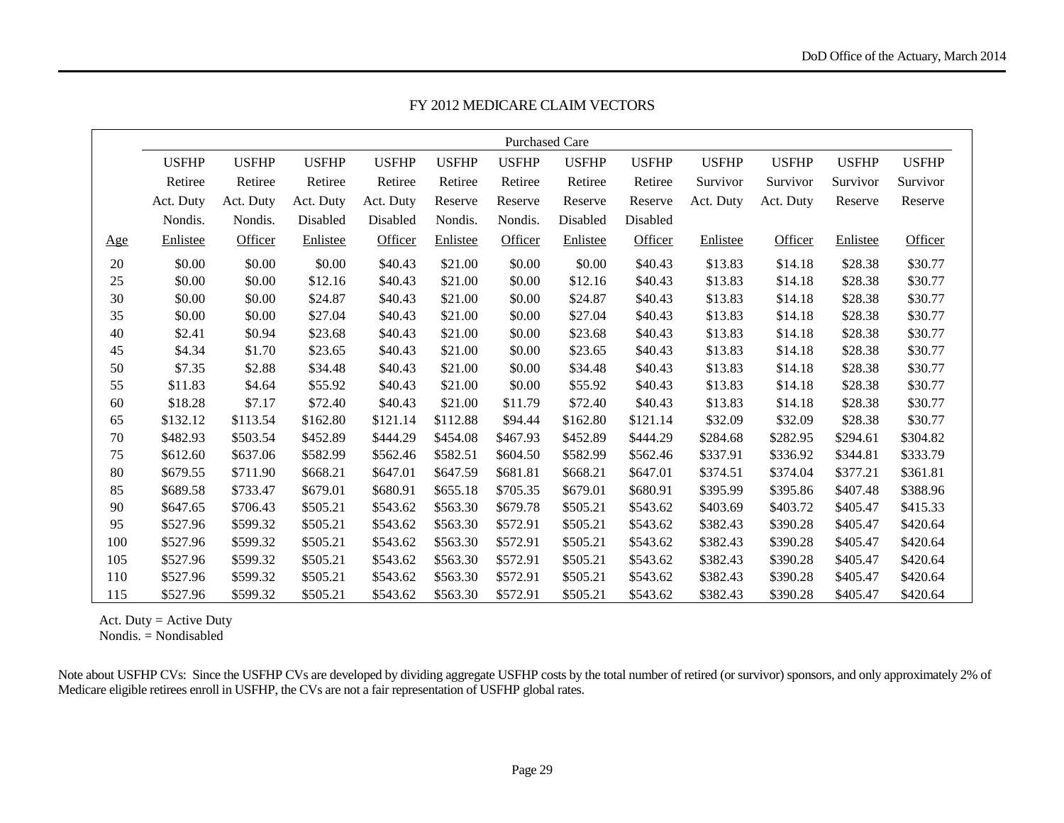## FY 2012 MEDICARE CLAIM VECTORS

| | Purchased Care | | | | | | | | | | | |
|---|---|---|---|---|---|---|---|---|---|---|---|---|
| Age | USFHP Retiree Act. Duty Nondis. Enlistee | USFHP Retiree Act. Duty Nondis. Officer | USFHP Retiree Act. Duty Disabled Enlistee | USFHP Retiree Act. Duty Disabled Officer | USFHP Retiree Reserve Nondis. Enlistee | USFHP Retiree Reserve Nondis. Officer | USFHP Retiree Reserve Disabled Enlistee | USFHP Retiree Reserve Disabled Officer | USFHP Survivor Act. Duty Enlistee | USFHP Survivor Act. Duty Officer | USFHP Survivor Reserve Enlistee | USFHP Survivor Reserve Officer |
| 20 | $0.00 | $0.00 | $0.00 | $40.43 | $21.00 | $0.00 | $0.00 | $40.43 | $13.83 | $14.18 | $28.38 | $30.77 |
| 25 | $0.00 | $0.00 | $12.16 | $40.43 | $21.00 | $0.00 | $12.16 | $40.43 | $13.83 | $14.18 | $28.38 | $30.77 |
| 30 | $0.00 | $0.00 | $24.87 | $40.43 | $21.00 | $0.00 | $24.87 | $40.43 | $13.83 | $14.18 | $28.38 | $30.77 |
| 35 | $0.00 | $0.00 | $27.04 | $40.43 | $21.00 | $0.00 | $27.04 | $40.43 | $13.83 | $14.18 | $28.38 | $30.77 |
| 40 | $2.41 | $0.94 | $23.68 | $40.43 | $21.00 | $0.00 | $23.68 | $40.43 | $13.83 | $14.18 | $28.38 | $30.77 |
| 45 | $4.34 | $1.70 | $23.65 | $40.43 | $21.00 | $0.00 | $23.65 | $40.43 | $13.83 | $14.18 | $28.38 | $30.77 |
| 50 | $7.35 | $2.88 | $34.48 | $40.43 | $21.00 | $0.00 | $34.48 | $40.43 | $13.83 | $14.18 | $28.38 | $30.77 |
| 55 | $11.83 | $4.64 | $55.92 | $40.43 | $21.00 | $0.00 | $55.92 | $40.43 | $13.83 | $14.18 | $28.38 | $30.77 |
| 60 | $18.28 | $7.17 | $72.40 | $40.43 | $21.00 | $11.79 | $72.40 | $40.43 | $13.83 | $14.18 | $28.38 | $30.77 |
| 65 | $132.12 | $113.54 | $162.80 | $121.14 | $112.88 | $94.44 | $162.80 | $121.14 | $32.09 | $32.09 | $28.38 | $30.77 |
| 70 | $482.93 | $503.54 | $452.89 | $444.29 | $454.08 | $467.93 | $452.89 | $444.29 | $284.68 | $282.95 | $294.61 | $304.82 |
| 75 | $612.60 | $637.06 | $582.99 | $562.46 | $582.51 | $604.50 | $582.99 | $562.46 | $337.91 | $336.92 | $344.81 | $333.79 |
| 80 | $679.55 | $711.90 | $668.21 | $647.01 | $647.59 | $681.81 | $668.21 | $647.01 | $374.51 | $374.04 | $377.21 | $361.81 |
| 85 | $689.58 | $733.47 | $679.01 | $680.91 | $655.18 | $705.35 | $679.01 | $680.91 | $395.99 | $395.86 | $407.48 | $388.96 |
| 90 | $647.65 | $706.43 | $505.21 | $543.62 | $563.30 | $679.78 | $505.21 | $543.62 | $403.69 | $403.72 | $405.47 | $415.33 |
| 95 | $527.96 | $599.32 | $505.21 | $543.62 | $563.30 | $572.91 | $505.21 | $543.62 | $382.43 | $390.28 | $405.47 | $420.64 |
| 100 | $527.96 | $599.32 | $505.21 | $543.62 | $563.30 | $572.91 | $505.21 | $543.62 | $382.43 | $390.28 | $405.47 | $420.64 |
| 105 | $527.96 | $599.32 | $505.21 | $543.62 | $563.30 | $572.91 | $505.21 | $543.62 | $382.43 | $390.28 | $405.47 | $420.64 |
| 110 | $527.96 | $599.32 | $505.21 | $543.62 | $563.30 | $572.91 | $505.21 | $543.62 | $382.43 | $390.28 | $405.47 | $420.64 |
| 115 | $527.96 | $599.32 | $505.21 | $543.62 | $563.30 | $572.91 | $505.21 | $543.62 | $382.43 | $390.28 | $405.47 | $420.64 |

Act. Duty = Active Duty
Nondis. = Nondisabled

Note about USFHP CVs: Since the USFHP CVs are developed by dividing aggregate USFHP costs by the total number of retired (or survivor) sponsors, and only approximately 2% of Medicare eligible retirees enroll in USFHP, the CVs are not a fair representation of USFHP global rates.